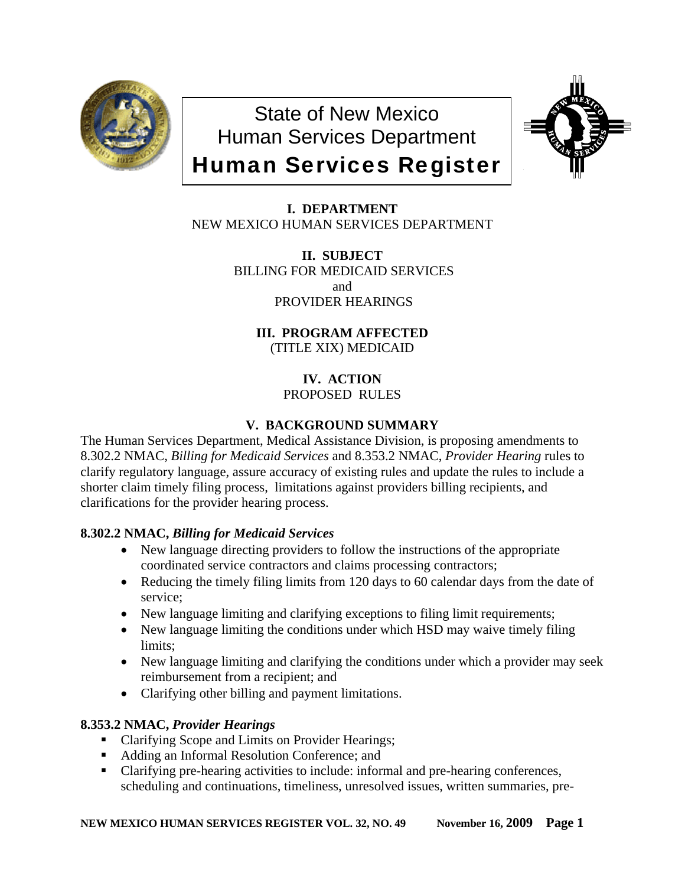# State of New Mexico
# Human Services Department
# Human Services Register

**I. DEPARTMENT**
NEW MEXICO HUMAN SERVICES DEPARTMENT

**II. SUBJECT**
BILLING FOR MEDICAID SERVICES
and
PROVIDER HEARINGS

**III. PROGRAM AFFECTED**
(TITLE XIX) MEDICAID

**IV. ACTION**
PROPOSED RULES

**V. BACKGROUND SUMMARY**

The Human Services Department, Medical Assistance Division, is proposing amendments to 8.302.2 NMAC, *Billing for Medicaid Services* and 8.353.2 NMAC, *Provider Hearing* rules to clarify regulatory language, assure accuracy of existing rules and update the rules to include a shorter claim timely filing process, limitations against providers billing recipients, and clarifications for the provider hearing process.

**8.302.2 NMAC, *Billing for Medicaid Services***

- New language directing providers to follow the instructions of the appropriate coordinated service contractors and claims processing contractors;
- Reducing the timely filing limits from 120 days to 60 calendar days from the date of service;
- New language limiting and clarifying exceptions to filing limit requirements;
- New language limiting the conditions under which HSD may waive timely filing limits;
- New language limiting and clarifying the conditions under which a provider may seek reimbursement from a recipient; and
- Clarifying other billing and payment limitations.

**8.353.2 NMAC, *Provider Hearings***

- Clarifying Scope and Limits on Provider Hearings;
- Adding an Informal Resolution Conference; and
- Clarifying pre-hearing activities to include: informal and pre-hearing conferences, scheduling and continuations, timeliness, unresolved issues, written summaries, pre-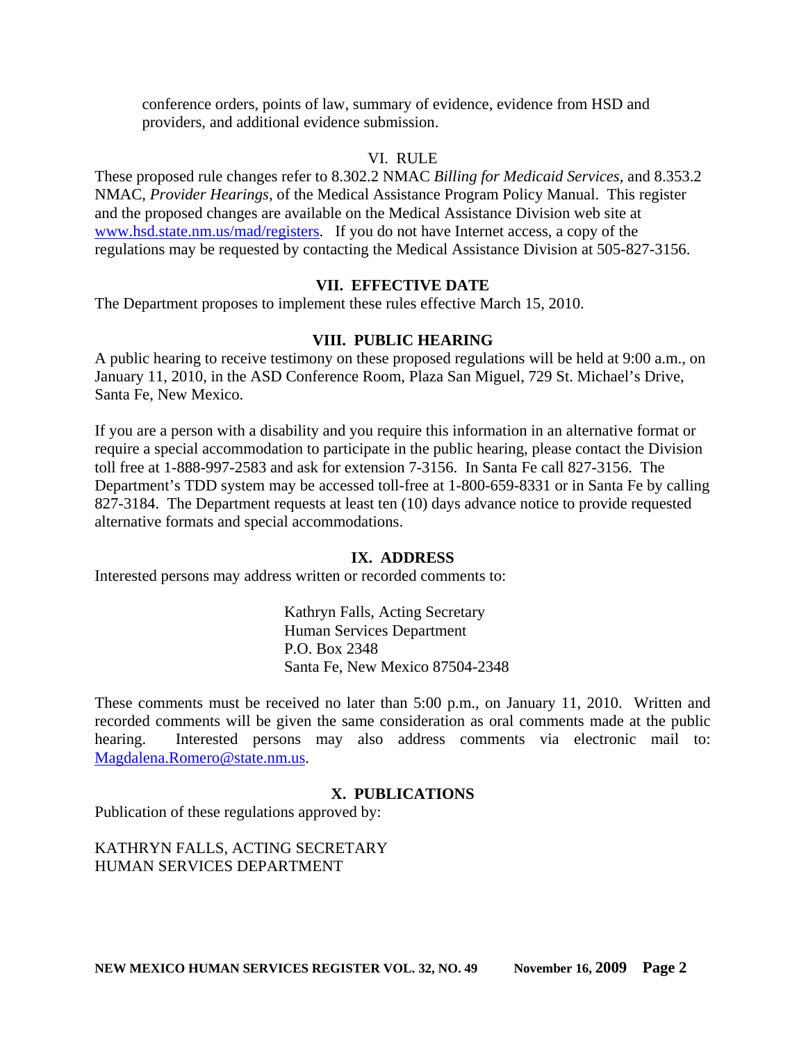conference orders, points of law, summary of evidence, evidence from HSD and providers, and additional evidence submission.

## VI. RULE

These proposed rule changes refer to 8.302.2 NMAC *Billing for Medicaid Services*, and 8.353.2 NMAC, *Provider Hearings*, of the Medical Assistance Program Policy Manual. This register and the proposed changes are available on the Medical Assistance Division web site at www.hsd.state.nm.us/mad/registers. If you do not have Internet access, a copy of the regulations may be requested by contacting the Medical Assistance Division at 505-827-3156.

## VII. EFFECTIVE DATE

The Department proposes to implement these rules effective March 15, 2010.

## VIII. PUBLIC HEARING

A public hearing to receive testimony on these proposed regulations will be held at 9:00 a.m., on January 11, 2010, in the ASD Conference Room, Plaza San Miguel, 729 St. Michael's Drive, Santa Fe, New Mexico.

If you are a person with a disability and you require this information in an alternative format or require a special accommodation to participate in the public hearing, please contact the Division toll free at 1-888-997-2583 and ask for extension 7-3156. In Santa Fe call 827-3156. The Department's TDD system may be accessed toll-free at 1-800-659-8331 or in Santa Fe by calling 827-3184. The Department requests at least ten (10) days advance notice to provide requested alternative formats and special accommodations.

## IX. ADDRESS

Interested persons may address written or recorded comments to:

Kathryn Falls, Acting Secretary
Human Services Department
P.O. Box 2348
Santa Fe, New Mexico 87504-2348

These comments must be received no later than 5:00 p.m., on January 11, 2010. Written and recorded comments will be given the same consideration as oral comments made at the public hearing. Interested persons may also address comments via electronic mail to: Magdalena.Romero@state.nm.us.

## X. PUBLICATIONS

Publication of these regulations approved by:

KATHRYN FALLS, ACTING SECRETARY
HUMAN SERVICES DEPARTMENT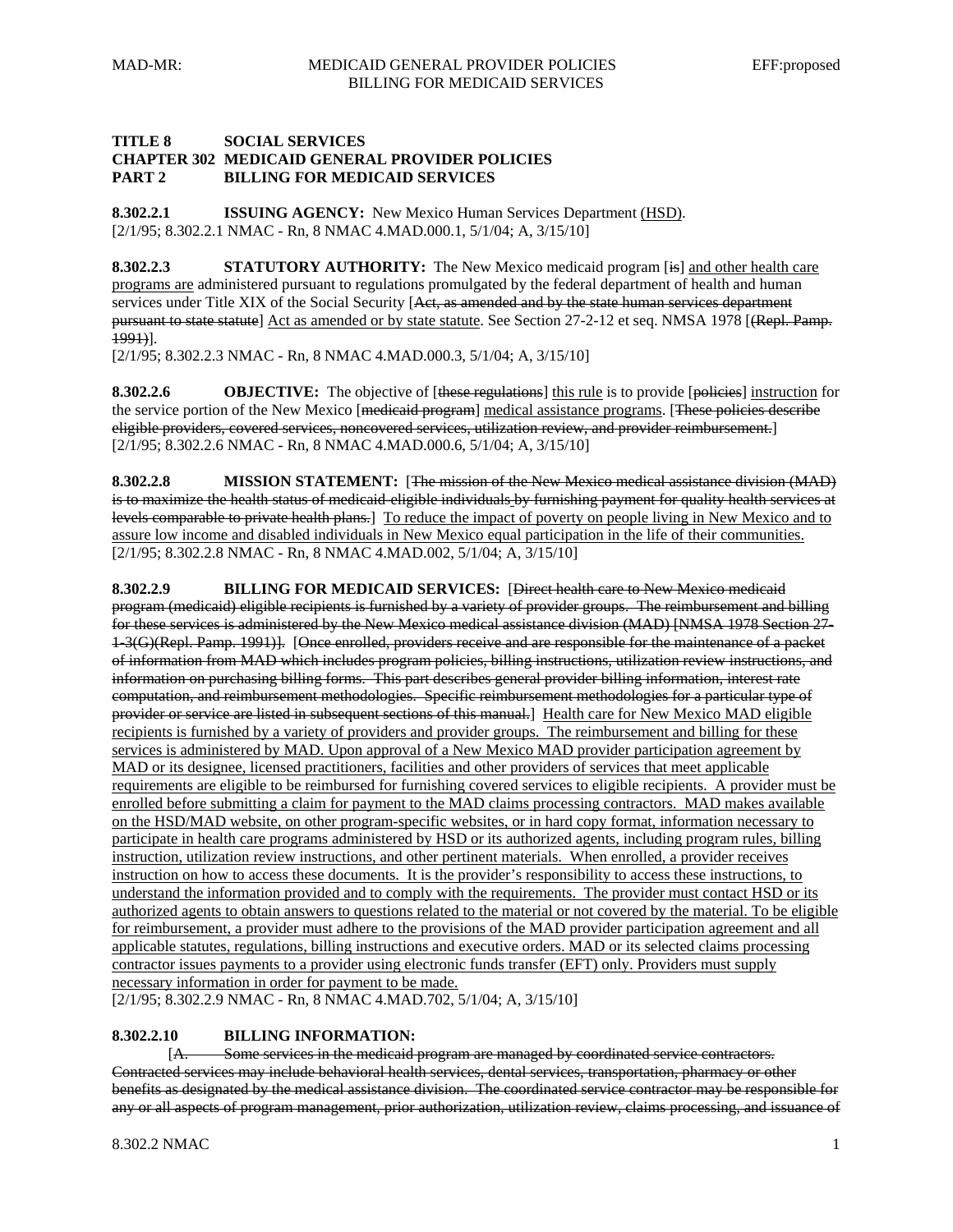**TITLE 8 SOCIAL SERVICES**
**CHAPTER 302 MEDICAID GENERAL PROVIDER POLICIES**
**PART 2 BILLING FOR MEDICAID SERVICES**

**8.302.2.1 ISSUING AGENCY:** New Mexico Human Services Department <u>(HSD)</u>.
[2/1/95; 8.302.2.1 NMAC - Rn, 8 NMAC 4.MAD.000.1, 5/1/04; A, 3/15/10]

**8.302.2.3 STATUTORY AUTHORITY:** The New Mexico medicaid program [~~is~~] <u>and other health care programs are</u> administered pursuant to regulations promulgated by the federal department of health and human services under Title XIX of the Social Security [~~Act, as amended and by the state human services department pursuant to state statute~~] <u>Act as amended or by state statute</u>. See Section 27-2-12 et seq. NMSA 1978 [~~(Repl. Pamp. 1991)~~].
[2/1/95; 8.302.2.3 NMAC - Rn, 8 NMAC 4.MAD.000.3, 5/1/04; A, 3/15/10]

**8.302.2.6 OBJECTIVE:** The objective of [~~these regulations~~] <u>this rule</u> is to provide [~~policies~~] <u>instruction</u> for the service portion of the New Mexico [~~medicaid program~~] <u>medical assistance programs</u>. [~~These policies describe eligible providers, covered services, noncovered services, utilization review, and provider reimbursement.~~]
[2/1/95; 8.302.2.6 NMAC - Rn, 8 NMAC 4.MAD.000.6, 5/1/04; A, 3/15/10]

**8.302.2.8 MISSION STATEMENT:** [~~The mission of the New Mexico medical assistance division (MAD) is to maximize the health status of medicaid-eligible individuals by furnishing payment for quality health services at levels comparable to private health plans.~~] <u>To reduce the impact of poverty on people living in New Mexico and to assure low income and disabled individuals in New Mexico equal participation in the life of their communities.</u>
[2/1/95; 8.302.2.8 NMAC - Rn, 8 NMAC 4.MAD.002, 5/1/04; A, 3/15/10]

**8.302.2.9 BILLING FOR MEDICAID SERVICES:** [~~Direct health care to New Mexico medicaid program (medicaid) eligible recipients is furnished by a variety of provider groups. The reimbursement and billing for these services is administered by the New Mexico medical assistance division (MAD) [NMSA 1978 Section 27-1-3(G)(Repl. Pamp. 1991)].~~ [~~Once enrolled, providers receive and are responsible for the maintenance of a packet of information from MAD which includes program policies, billing instructions, utilization review instructions, and information on purchasing billing forms. This part describes general provider billing information, interest rate computation, and reimbursement methodologies. Specific reimbursement methodologies for a particular type of provider or service are listed in subsequent sections of this manual.~~] <u>Health care for New Mexico MAD eligible recipients is furnished by a variety of providers and provider groups. The reimbursement and billing for these services is administered by MAD. Upon approval of a New Mexico MAD provider participation agreement by MAD or its designee, licensed practitioners, facilities and other providers of services that meet applicable requirements are eligible to be reimbursed for furnishing covered services to eligible recipients. A provider must be enrolled before submitting a claim for payment to the MAD claims processing contractors. MAD makes available on the HSD/MAD website, on other program-specific websites, or in hard copy format, information necessary to participate in health care programs administered by HSD or its authorized agents, including program rules, billing instruction, utilization review instructions, and other pertinent materials. When enrolled, a provider receives instruction on how to access these documents. It is the provider's responsibility to access these instructions, to understand the information provided and to comply with the requirements. The provider must contact HSD or its authorized agents to obtain answers to questions related to the material or not covered by the material. To be eligible for reimbursement, a provider must adhere to the provisions of the MAD provider participation agreement and all applicable statutes, regulations, billing instructions and executive orders. MAD or its selected claims processing contractor issues payments to a provider using electronic funds transfer (EFT) only. Providers must supply necessary information in order for payment to be made.</u>
[2/1/95; 8.302.2.9 NMAC - Rn, 8 NMAC 4.MAD.702, 5/1/04; A, 3/15/10]

**8.302.2.10 BILLING INFORMATION:**
[~~A. Some services in the medicaid program are managed by coordinated service contractors. Contracted services may include behavioral health services, dental services, transportation, pharmacy or other benefits as designated by the medical assistance division. The coordinated service contractor may be responsible for any or all aspects of program management, prior authorization, utilization review, claims processing, and issuance of~~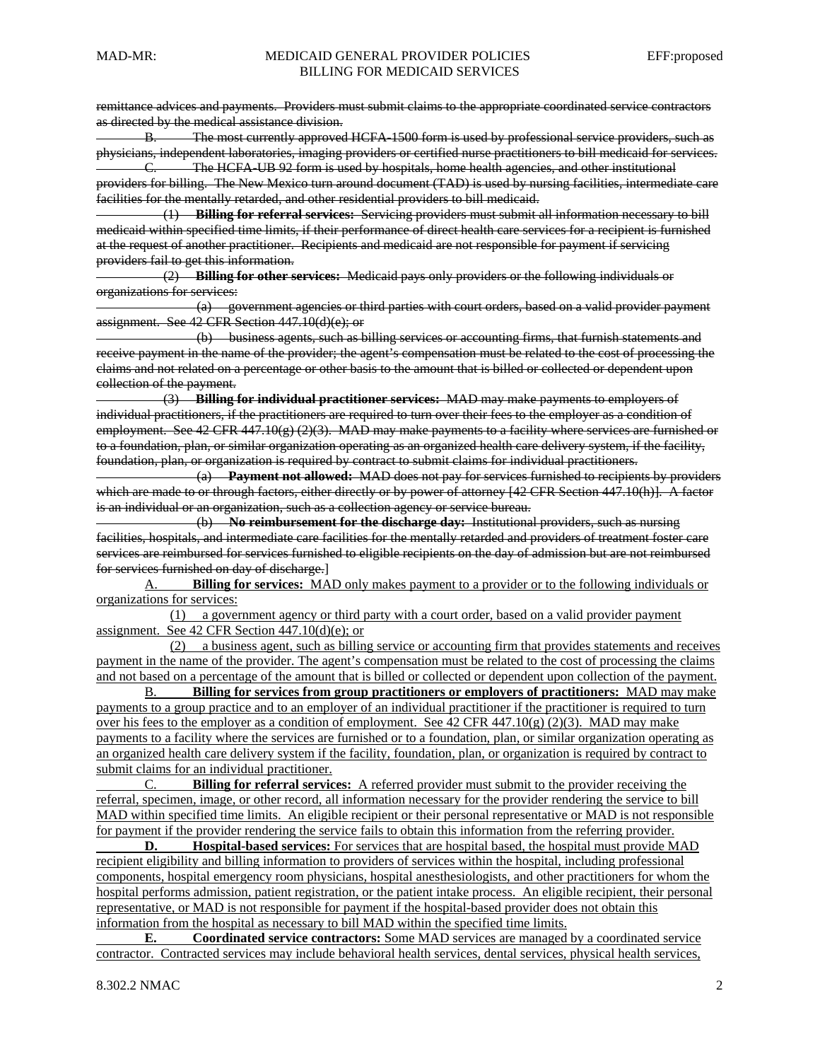~~remittance advices and payments. Providers must submit claims to the appropriate coordinated service contractors as directed by the medical assistance division.~~

~~B. The most currently approved HCFA-1500 form is used by professional service providers, such as physicians, independent laboratories, imaging providers or certified nurse practitioners to bill medicaid for services.~~

~~C. The HCFA-UB 92 form is used by hospitals, home health agencies, and other institutional providers for billing. The New Mexico turn around document (TAD) is used by nursing facilities, intermediate care facilities for the mentally retarded, and other residential providers to bill medicaid.~~

~~(1) **Billing for referral services:** Servicing providers must submit all information necessary to bill medicaid within specified time limits, if their performance of direct health care services for a recipient is furnished at the request of another practitioner. Recipients and medicaid are not responsible for payment if servicing providers fail to get this information.~~

~~(2) **Billing for other services:** Medicaid pays only providers or the following individuals or organizations for services:~~

~~(a) government agencies or third parties with court orders, based on a valid provider payment assignment. See 42 CFR Section 447.10(d)(e); or~~

~~(b) business agents, such as billing services or accounting firms, that furnish statements and receive payment in the name of the provider; the agent's compensation must be related to the cost of processing the claims and not related on a percentage or other basis to the amount that is billed or collected or dependent upon collection of the payment.~~

~~(3) **Billing for individual practitioner services:** MAD may make payments to employers of individual practitioners, if the practitioners are required to turn over their fees to the employer as a condition of employment. See 42 CFR 447.10(g) (2)(3). MAD may make payments to a facility where services are furnished or to a foundation, plan, or similar organization operating as an organized health care delivery system, if the facility, foundation, plan, or organization is required by contract to submit claims for individual practitioners.~~

~~(a) **Payment not allowed:** MAD does not pay for services furnished to recipients by providers which are made to or through factors, either directly or by power of attorney [42 CFR Section 447.10(h)]. A factor is an individual or an organization, such as a collection agency or service bureau.~~

~~(b) **No reimbursement for the discharge day:** Institutional providers, such as nursing facilities, hospitals, and intermediate care facilities for the mentally retarded and providers of treatment foster care services are reimbursed for services furnished to eligible recipients on the day of admission but are not reimbursed for services furnished on day of discharge.~~]

<u>A. **Billing for services:** MAD only makes payment to a provider or to the following individuals or organizations for services:</u>

<u>(1) a government agency or third party with a court order, based on a valid provider payment assignment. See 42 CFR Section 447.10(d)(e); or</u>

<u>(2) a business agent, such as billing service or accounting firm that provides statements and receives payment in the name of the provider. The agent's compensation must be related to the cost of processing the claims and not based on a percentage of the amount that is billed or collected or dependent upon collection of the payment.</u>

<u>B. **Billing for services from group practitioners or employers of practitioners:** MAD may make payments to a group practice and to an employer of an individual practitioner if the practitioner is required to turn over his fees to the employer as a condition of employment. See 42 CFR 447.10(g) (2)(3). MAD may make payments to a facility where the services are furnished or to a foundation, plan, or similar organization operating as an organized health care delivery system if the facility, foundation, plan, or organization is required by contract to submit claims for an individual practitioner.</u>

<u>C. **Billing for referral services:** A referred provider must submit to the provider receiving the referral, specimen, image, or other record, all information necessary for the provider rendering the service to bill MAD within specified time limits. An eligible recipient or their personal representative or MAD is not responsible for payment if the provider rendering the service fails to obtain this information from the referring provider.</u>

<u>**D. Hospital-based services:** For services that are hospital based, the hospital must provide MAD recipient eligibility and billing information to providers of services within the hospital, including professional components, hospital emergency room physicians, hospital anesthesiologists, and other practitioners for whom the hospital performs admission, patient registration, or the patient intake process. An eligible recipient, their personal representative, or MAD is not responsible for payment if the hospital-based provider does not obtain this information from the hospital as necessary to bill MAD within the specified time limits.</u>

<u>**E. Coordinated service contractors:** Some MAD services are managed by a coordinated service contractor. Contracted services may include behavioral health services, dental services, physical health services,</u>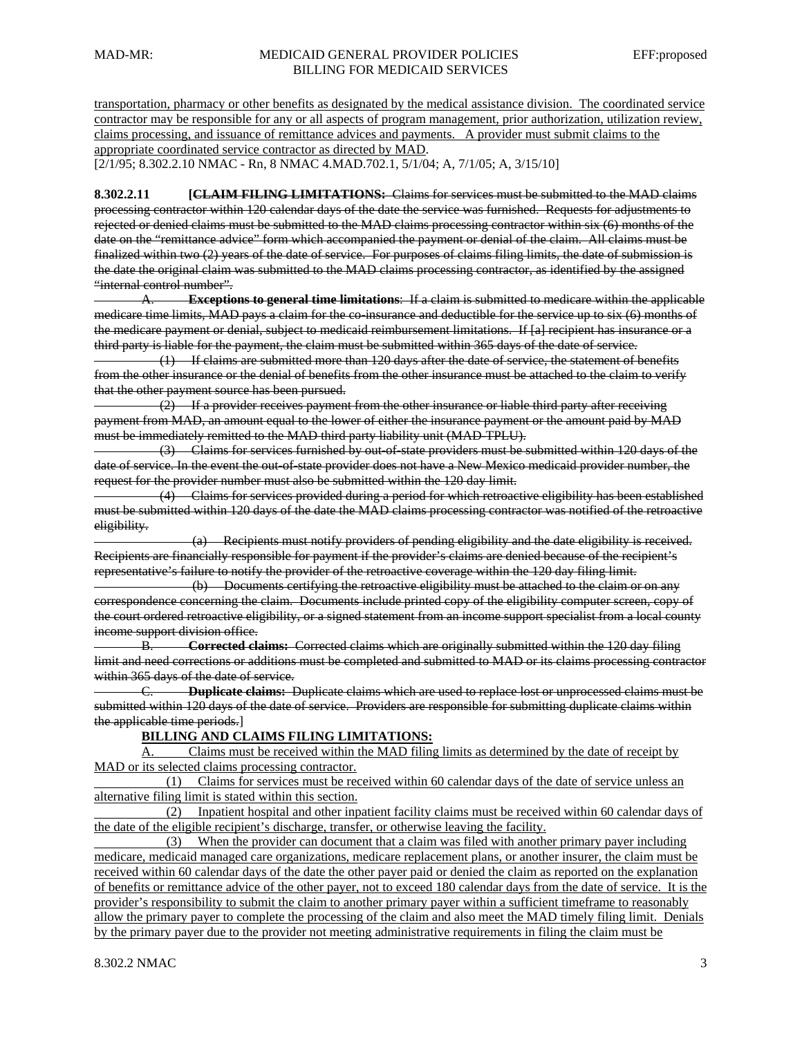transportation, pharmacy or other benefits as designated by the medical assistance division. The coordinated service contractor may be responsible for any or all aspects of program management, prior authorization, utilization review, claims processing, and issuance of remittance advices and payments. A provider must submit claims to the appropriate coordinated service contractor as directed by MAD.

[2/1/95; 8.302.2.10 NMAC - Rn, 8 NMAC 4.MAD.702.1, 5/1/04; A, 7/1/05; A, 3/15/10]

**8.302.2.11** [~~**CLAIM FILING LIMITATIONS:** Claims for services must be submitted to the MAD claims processing contractor within 120 calendar days of the date the service was furnished. Requests for adjustments to rejected or denied claims must be submitted to the MAD claims processing contractor within six (6) months of the date on the "remittance advice" form which accompanied the payment or denial of the claim. All claims must be finalized within two (2) years of the date of service. For purposes of claims filing limits, the date of submission is the date the original claim was submitted to the MAD claims processing contractor, as identified by the assigned "internal control number".~~

~~A. **Exceptions to general time limitations**: If a claim is submitted to medicare within the applicable medicare time limits, MAD pays a claim for the co-insurance and deductible for the service up to six (6) months of the medicare payment or denial, subject to medicaid reimbursement limitations. If [a] recipient has insurance or a third party is liable for the payment, the claim must be submitted within 365 days of the date of service.~~

~~(1) If claims are submitted more than 120 days after the date of service, the statement of benefits from the other insurance or the denial of benefits from the other insurance must be attached to the claim to verify that the other payment source has been pursued.~~

~~(2) If a provider receives payment from the other insurance or liable third party after receiving payment from MAD, an amount equal to the lower of either the insurance payment or the amount paid by MAD must be immediately remitted to the MAD third party liability unit (MAD-TPLU).~~

~~(3) Claims for services furnished by out-of-state providers must be submitted within 120 days of the date of service. In the event the out-of-state provider does not have a New Mexico medicaid provider number, the request for the provider number must also be submitted within the 120 day limit.~~

~~(4) Claims for services provided during a period for which retroactive eligibility has been established must be submitted within 120 days of the date the MAD claims processing contractor was notified of the retroactive eligibility.~~

~~(a) Recipients must notify providers of pending eligibility and the date eligibility is received. Recipients are financially responsible for payment if the provider's claims are denied because of the recipient's representative's failure to notify the provider of the retroactive coverage within the 120 day filing limit.~~

~~(b) Documents certifying the retroactive eligibility must be attached to the claim or on any correspondence concerning the claim. Documents include printed copy of the eligibility computer screen, copy of the court ordered retroactive eligibility, or a signed statement from an income support specialist from a local county income support division office.~~

~~B. **Corrected claims:** Corrected claims which are originally submitted within the 120 day filing limit and need corrections or additions must be completed and submitted to MAD or its claims processing contractor within 365 days of the date of service.~~

~~C. **Duplicate claims:** Duplicate claims which are used to replace lost or unprocessed claims must be submitted within 120 days of the date of service. Providers are responsible for submitting duplicate claims within the applicable time periods.~~]

<u>**BILLING AND CLAIMS FILING LIMITATIONS:**</u>

<u>A. Claims must be received within the MAD filing limits as determined by the date of receipt by MAD or its selected claims processing contractor.</u>

<u>(1) Claims for services must be received within 60 calendar days of the date of service unless an alternative filing limit is stated within this section.</u>

<u>(2) Inpatient hospital and other inpatient facility claims must be received within 60 calendar days of the date of the eligible recipient's discharge, transfer, or otherwise leaving the facility.</u>

<u>(3) When the provider can document that a claim was filed with another primary payer including medicare, medicaid managed care organizations, medicare replacement plans, or another insurer, the claim must be received within 60 calendar days of the date the other payer paid or denied the claim as reported on the explanation of benefits or remittance advice of the other payer, not to exceed 180 calendar days from the date of service. It is the provider's responsibility to submit the claim to another primary payer within a sufficient timeframe to reasonably allow the primary payer to complete the processing of the claim and also meet the MAD timely filing limit. Denials by the primary payer due to the provider not meeting administrative requirements in filing the claim must be</u>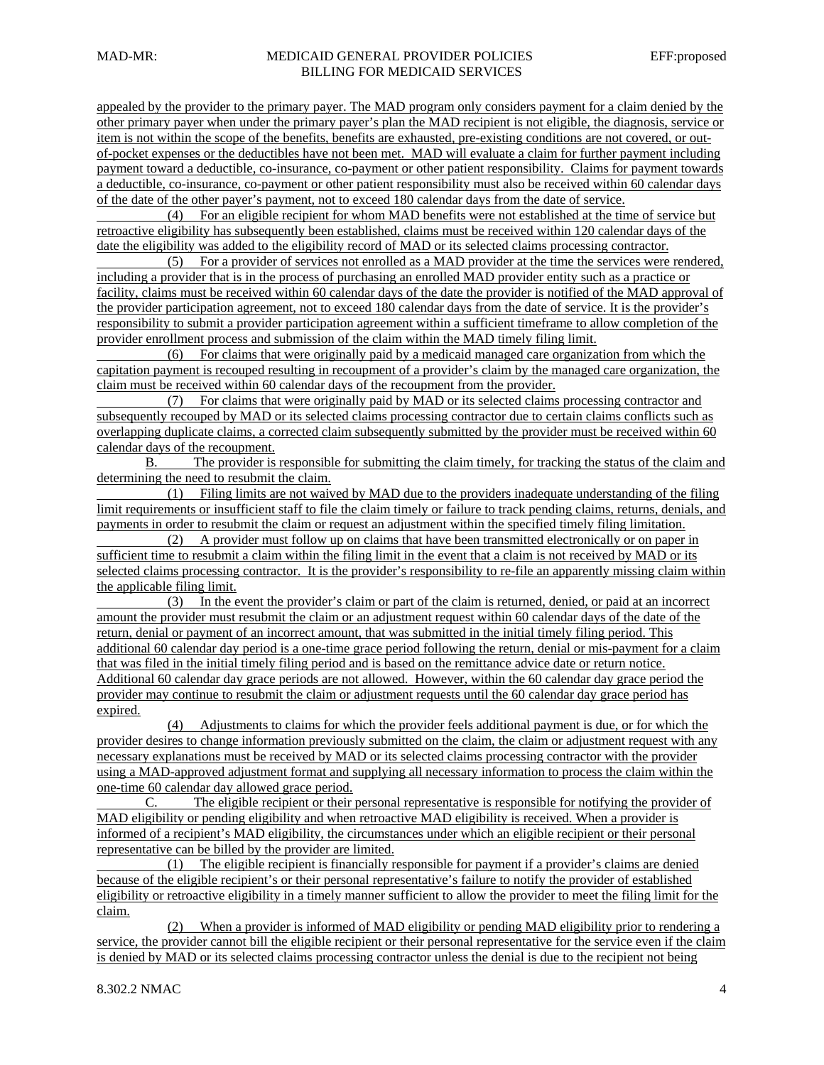appealed by the provider to the primary payer. The MAD program only considers payment for a claim denied by the other primary payer when under the primary payer's plan the MAD recipient is not eligible, the diagnosis, service or item is not within the scope of the benefits, benefits are exhausted, pre-existing conditions are not covered, or out-of-pocket expenses or the deductibles have not been met. MAD will evaluate a claim for further payment including payment toward a deductible, co-insurance, co-payment or other patient responsibility. Claims for payment towards a deductible, co-insurance, co-payment or other patient responsibility must also be received within 60 calendar days of the date of the other payer's payment, not to exceed 180 calendar days from the date of service.

(4) For an eligible recipient for whom MAD benefits were not established at the time of service but retroactive eligibility has subsequently been established, claims must be received within 120 calendar days of the date the eligibility was added to the eligibility record of MAD or its selected claims processing contractor.

(5) For a provider of services not enrolled as a MAD provider at the time the services were rendered, including a provider that is in the process of purchasing an enrolled MAD provider entity such as a practice or facility, claims must be received within 60 calendar days of the date the provider is notified of the MAD approval of the provider participation agreement, not to exceed 180 calendar days from the date of service. It is the provider's responsibility to submit a provider participation agreement within a sufficient timeframe to allow completion of the provider enrollment process and submission of the claim within the MAD timely filing limit.

(6) For claims that were originally paid by a medicaid managed care organization from which the capitation payment is recouped resulting in recoupment of a provider's claim by the managed care organization, the claim must be received within 60 calendar days of the recoupment from the provider.

(7) For claims that were originally paid by MAD or its selected claims processing contractor and subsequently recouped by MAD or its selected claims processing contractor due to certain claims conflicts such as overlapping duplicate claims, a corrected claim subsequently submitted by the provider must be received within 60 calendar days of the recoupment.

B. The provider is responsible for submitting the claim timely, for tracking the status of the claim and determining the need to resubmit the claim.

(1) Filing limits are not waived by MAD due to the providers inadequate understanding of the filing limit requirements or insufficient staff to file the claim timely or failure to track pending claims, returns, denials, and payments in order to resubmit the claim or request an adjustment within the specified timely filing limitation.

(2) A provider must follow up on claims that have been transmitted electronically or on paper in sufficient time to resubmit a claim within the filing limit in the event that a claim is not received by MAD or its selected claims processing contractor. It is the provider's responsibility to re-file an apparently missing claim within the applicable filing limit.

(3) In the event the provider's claim or part of the claim is returned, denied, or paid at an incorrect amount the provider must resubmit the claim or an adjustment request within 60 calendar days of the date of the return, denial or payment of an incorrect amount, that was submitted in the initial timely filing period. This additional 60 calendar day period is a one-time grace period following the return, denial or mis-payment for a claim that was filed in the initial timely filing period and is based on the remittance advice date or return notice. Additional 60 calendar day grace periods are not allowed. However, within the 60 calendar day grace period the provider may continue to resubmit the claim or adjustment requests until the 60 calendar day grace period has expired.

(4) Adjustments to claims for which the provider feels additional payment is due, or for which the provider desires to change information previously submitted on the claim, the claim or adjustment request with any necessary explanations must be received by MAD or its selected claims processing contractor with the provider using a MAD-approved adjustment format and supplying all necessary information to process the claim within the one-time 60 calendar day allowed grace period.

C. The eligible recipient or their personal representative is responsible for notifying the provider of MAD eligibility or pending eligibility and when retroactive MAD eligibility is received. When a provider is informed of a recipient's MAD eligibility, the circumstances under which an eligible recipient or their personal representative can be billed by the provider are limited.

(1) The eligible recipient is financially responsible for payment if a provider's claims are denied because of the eligible recipient's or their personal representative's failure to notify the provider of established eligibility or retroactive eligibility in a timely manner sufficient to allow the provider to meet the filing limit for the claim.

(2) When a provider is informed of MAD eligibility or pending MAD eligibility prior to rendering a service, the provider cannot bill the eligible recipient or their personal representative for the service even if the claim is denied by MAD or its selected claims processing contractor unless the denial is due to the recipient not being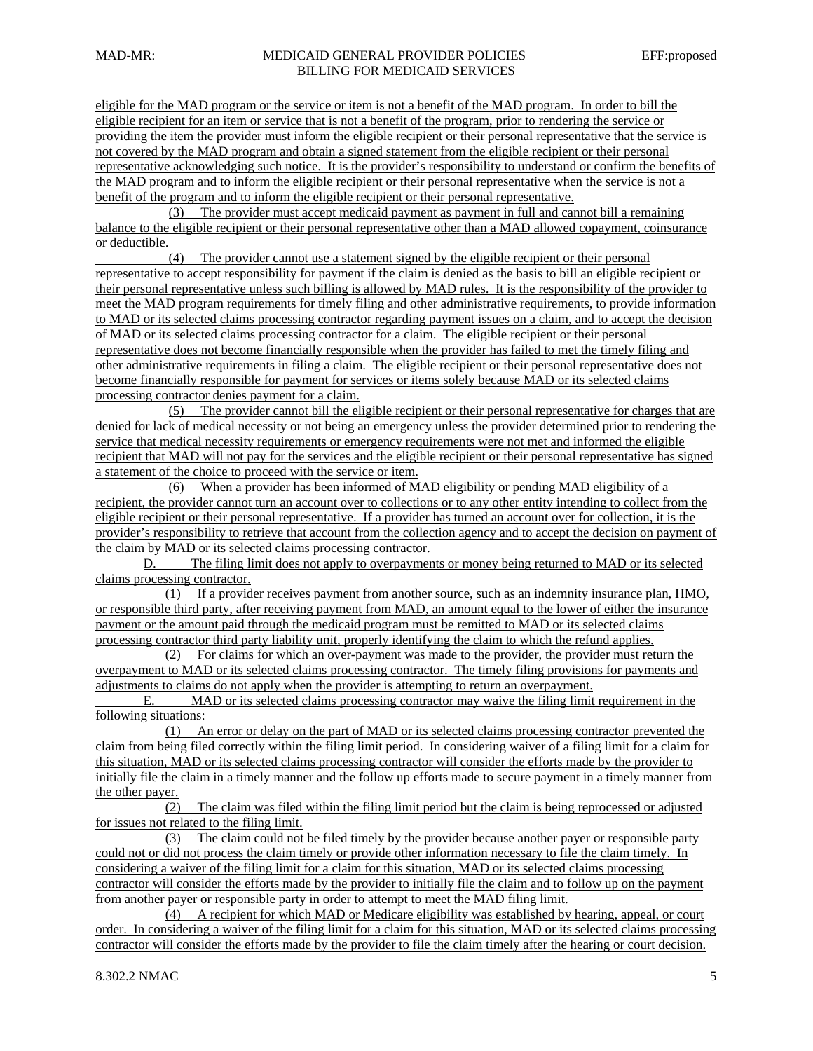eligible for the MAD program or the service or item is not a benefit of the MAD program. In order to bill the eligible recipient for an item or service that is not a benefit of the program, prior to rendering the service or providing the item the provider must inform the eligible recipient or their personal representative that the service is not covered by the MAD program and obtain a signed statement from the eligible recipient or their personal representative acknowledging such notice. It is the provider's responsibility to understand or confirm the benefits of the MAD program and to inform the eligible recipient or their personal representative when the service is not a benefit of the program and to inform the eligible recipient or their personal representative.

(3) The provider must accept medicaid payment as payment in full and cannot bill a remaining balance to the eligible recipient or their personal representative other than a MAD allowed copayment, coinsurance or deductible.

(4) The provider cannot use a statement signed by the eligible recipient or their personal representative to accept responsibility for payment if the claim is denied as the basis to bill an eligible recipient or their personal representative unless such billing is allowed by MAD rules. It is the responsibility of the provider to meet the MAD program requirements for timely filing and other administrative requirements, to provide information to MAD or its selected claims processing contractor regarding payment issues on a claim, and to accept the decision of MAD or its selected claims processing contractor for a claim. The eligible recipient or their personal representative does not become financially responsible when the provider has failed to met the timely filing and other administrative requirements in filing a claim. The eligible recipient or their personal representative does not become financially responsible for payment for services or items solely because MAD or its selected claims processing contractor denies payment for a claim.

(5) The provider cannot bill the eligible recipient or their personal representative for charges that are denied for lack of medical necessity or not being an emergency unless the provider determined prior to rendering the service that medical necessity requirements or emergency requirements were not met and informed the eligible recipient that MAD will not pay for the services and the eligible recipient or their personal representative has signed a statement of the choice to proceed with the service or item.

(6) When a provider has been informed of MAD eligibility or pending MAD eligibility of a recipient, the provider cannot turn an account over to collections or to any other entity intending to collect from the eligible recipient or their personal representative. If a provider has turned an account over for collection, it is the provider's responsibility to retrieve that account from the collection agency and to accept the decision on payment of the claim by MAD or its selected claims processing contractor.

D. The filing limit does not apply to overpayments or money being returned to MAD or its selected claims processing contractor.

(1) If a provider receives payment from another source, such as an indemnity insurance plan, HMO, or responsible third party, after receiving payment from MAD, an amount equal to the lower of either the insurance payment or the amount paid through the medicaid program must be remitted to MAD or its selected claims processing contractor third party liability unit, properly identifying the claim to which the refund applies.

(2) For claims for which an over-payment was made to the provider, the provider must return the overpayment to MAD or its selected claims processing contractor. The timely filing provisions for payments and adjustments to claims do not apply when the provider is attempting to return an overpayment.

E. MAD or its selected claims processing contractor may waive the filing limit requirement in the following situations:

(1) An error or delay on the part of MAD or its selected claims processing contractor prevented the claim from being filed correctly within the filing limit period. In considering waiver of a filing limit for a claim for this situation, MAD or its selected claims processing contractor will consider the efforts made by the provider to initially file the claim in a timely manner and the follow up efforts made to secure payment in a timely manner from the other payer.

(2) The claim was filed within the filing limit period but the claim is being reprocessed or adjusted for issues not related to the filing limit.

(3) The claim could not be filed timely by the provider because another payer or responsible party could not or did not process the claim timely or provide other information necessary to file the claim timely. In considering a waiver of the filing limit for a claim for this situation, MAD or its selected claims processing contractor will consider the efforts made by the provider to initially file the claim and to follow up on the payment from another payer or responsible party in order to attempt to meet the MAD filing limit.

(4) A recipient for which MAD or Medicare eligibility was established by hearing, appeal, or court order. In considering a waiver of the filing limit for a claim for this situation, MAD or its selected claims processing contractor will consider the efforts made by the provider to file the claim timely after the hearing or court decision.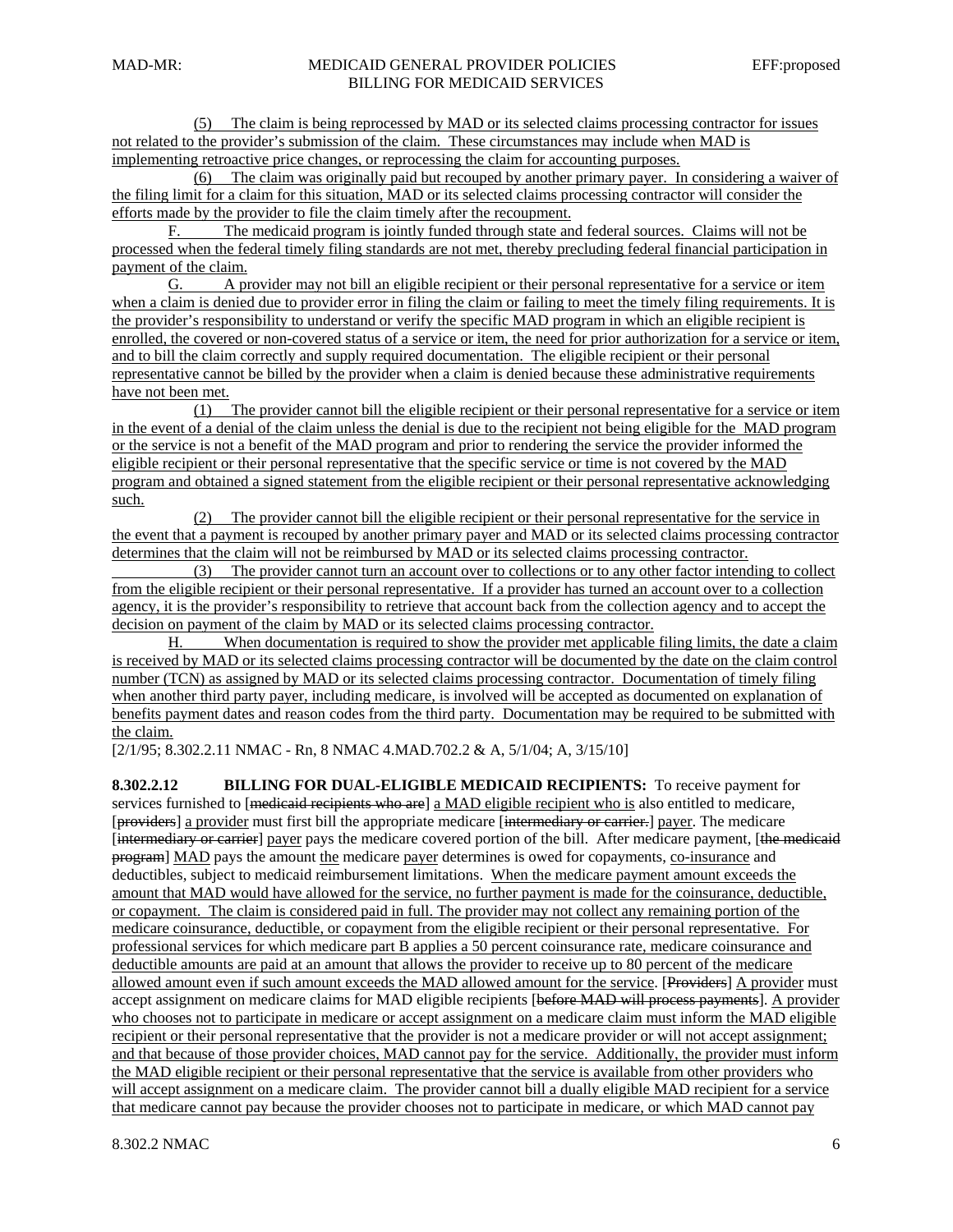(5) The claim is being reprocessed by MAD or its selected claims processing contractor for issues not related to the provider's submission of the claim. These circumstances may include when MAD is implementing retroactive price changes, or reprocessing the claim for accounting purposes.

(6) The claim was originally paid but recouped by another primary payer. In considering a waiver of the filing limit for a claim for this situation, MAD or its selected claims processing contractor will consider the efforts made by the provider to file the claim timely after the recoupment.

F. The medicaid program is jointly funded through state and federal sources. Claims will not be processed when the federal timely filing standards are not met, thereby precluding federal financial participation in payment of the claim.

G. A provider may not bill an eligible recipient or their personal representative for a service or item when a claim is denied due to provider error in filing the claim or failing to meet the timely filing requirements. It is the provider's responsibility to understand or verify the specific MAD program in which an eligible recipient is enrolled, the covered or non-covered status of a service or item, the need for prior authorization for a service or item, and to bill the claim correctly and supply required documentation. The eligible recipient or their personal representative cannot be billed by the provider when a claim is denied because these administrative requirements have not been met.

(1) The provider cannot bill the eligible recipient or their personal representative for a service or item in the event of a denial of the claim unless the denial is due to the recipient not being eligible for the MAD program or the service is not a benefit of the MAD program and prior to rendering the service the provider informed the eligible recipient or their personal representative that the specific service or time is not covered by the MAD program and obtained a signed statement from the eligible recipient or their personal representative acknowledging such.

(2) The provider cannot bill the eligible recipient or their personal representative for the service in the event that a payment is recouped by another primary payer and MAD or its selected claims processing contractor determines that the claim will not be reimbursed by MAD or its selected claims processing contractor.

(3) The provider cannot turn an account over to collections or to any other factor intending to collect from the eligible recipient or their personal representative. If a provider has turned an account over to a collection agency, it is the provider's responsibility to retrieve that account back from the collection agency and to accept the decision on payment of the claim by MAD or its selected claims processing contractor.

H. When documentation is required to show the provider met applicable filing limits, the date a claim is received by MAD or its selected claims processing contractor will be documented by the date on the claim control number (TCN) as assigned by MAD or its selected claims processing contractor. Documentation of timely filing when another third party payer, including medicare, is involved will be accepted as documented on explanation of benefits payment dates and reason codes from the third party. Documentation may be required to be submitted with the claim.

[2/1/95; 8.302.2.11 NMAC - Rn, 8 NMAC 4.MAD.702.2 & A, 5/1/04; A, 3/15/10]

**8.302.2.12 BILLING FOR DUAL-ELIGIBLE MEDICAID RECIPIENTS:** To receive payment for services furnished to [~~medicaid recipients who are~~] a MAD eligible recipient who is also entitled to medicare, [~~providers~~] a provider must first bill the appropriate medicare [~~intermediary or carrier.~~] payer. The medicare [~~intermediary or carrier~~] payer pays the medicare covered portion of the bill. After medicare payment, [~~the medicaid program~~] MAD pays the amount the medicare payer determines is owed for copayments, co-insurance and deductibles, subject to medicaid reimbursement limitations. When the medicare payment amount exceeds the amount that MAD would have allowed for the service, no further payment is made for the coinsurance, deductible, or copayment. The claim is considered paid in full. The provider may not collect any remaining portion of the medicare coinsurance, deductible, or copayment from the eligible recipient or their personal representative. For professional services for which medicare part B applies a 50 percent coinsurance rate, medicare coinsurance and deductible amounts are paid at an amount that allows the provider to receive up to 80 percent of the medicare allowed amount even if such amount exceeds the MAD allowed amount for the service. [~~Providers~~] A provider must accept assignment on medicare claims for MAD eligible recipients [~~before MAD will process payments~~]. A provider who chooses not to participate in medicare or accept assignment on a medicare claim must inform the MAD eligible recipient or their personal representative that the provider is not a medicare provider or will not accept assignment; and that because of those provider choices, MAD cannot pay for the service. Additionally, the provider must inform the MAD eligible recipient or their personal representative that the service is available from other providers who will accept assignment on a medicare claim. The provider cannot bill a dually eligible MAD recipient for a service that medicare cannot pay because the provider chooses not to participate in medicare, or which MAD cannot pay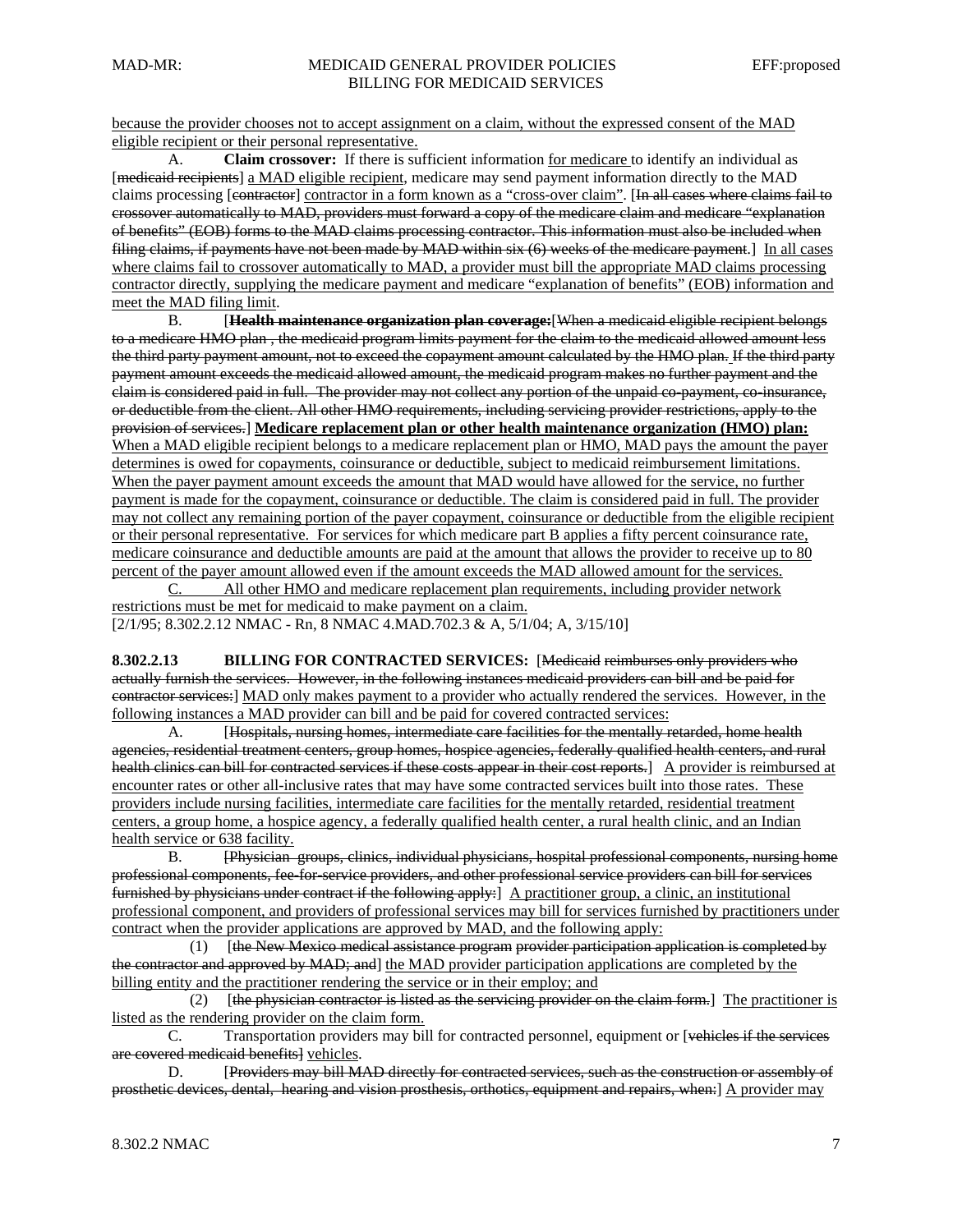because the provider chooses not to accept assignment on a claim, without the expressed consent of the MAD eligible recipient or their personal representative.

A. **Claim crossover:** If there is sufficient information for medicare to identify an individual as [~~medicaid recipients~~] a MAD eligible recipient, medicare may send payment information directly to the MAD claims processing [~~contractor~~] contractor in a form known as a "cross-over claim". [~~In all cases where claims fail to crossover automatically to MAD, providers must forward a copy of the medicare claim and medicare "explanation of benefits" (EOB) forms to the MAD claims processing contractor. This information must also be included when filing claims, if payments have not been made by MAD within six (6) weeks of the medicare payment.~~] In all cases where claims fail to crossover automatically to MAD, a provider must bill the appropriate MAD claims processing contractor directly, supplying the medicare payment and medicare "explanation of benefits" (EOB) information and meet the MAD filing limit.

B. [~~**Health maintenance organization plan coverage:**~~[~~When a medicaid eligible recipient belongs to a medicare HMO plan, the medicaid program limits payment for the claim to the medicaid allowed amount less the third party payment amount, not to exceed the copayment amount calculated by the HMO plan. If the third party payment amount exceeds the medicaid allowed amount, the medicaid program makes no further payment and the claim is considered paid in full. The provider may not collect any portion of the unpaid co-payment, co-insurance, or deductible from the client. All other HMO requirements, including servicing provider restrictions, apply to the provision of services.~~] **Medicare replacement plan or other health maintenance organization (HMO) plan:** When a MAD eligible recipient belongs to a medicare replacement plan or HMO, MAD pays the amount the payer determines is owed for copayments, coinsurance or deductible, subject to medicaid reimbursement limitations. When the payer payment amount exceeds the amount that MAD would have allowed for the service, no further payment is made for the copayment, coinsurance or deductible. The claim is considered paid in full. The provider may not collect any remaining portion of the payer copayment, coinsurance or deductible from the eligible recipient or their personal representative. For services for which medicare part B applies a fifty percent coinsurance rate, medicare coinsurance and deductible amounts are paid at the amount that allows the provider to receive up to 80 percent of the payer amount allowed even if the amount exceeds the MAD allowed amount for the services.

C. All other HMO and medicare replacement plan requirements, including provider network restrictions must be met for medicaid to make payment on a claim.

[2/1/95; 8.302.2.12 NMAC - Rn, 8 NMAC 4.MAD.702.3 & A, 5/1/04; A, 3/15/10]

**8.302.2.13 BILLING FOR CONTRACTED SERVICES:** [~~Medicaid reimburses only providers who actually furnish the services. However, in the following instances medicaid providers can bill and be paid for contractor services:~~] MAD only makes payment to a provider who actually rendered the services. However, in the following instances a MAD provider can bill and be paid for covered contracted services:

A. [~~Hospitals, nursing homes, intermediate care facilities for the mentally retarded, home health agencies, residential treatment centers, group homes, hospice agencies, federally qualified health centers, and rural health clinics can bill for contracted services if these costs appear in their cost reports.~~] A provider is reimbursed at encounter rates or other all-inclusive rates that may have some contracted services built into those rates. These providers include nursing facilities, intermediate care facilities for the mentally retarded, residential treatment centers, a group home, a hospice agency, a federally qualified health center, a rural health clinic, and an Indian health service or 638 facility.

B. [~~Physician groups, clinics, individual physicians, hospital professional components, nursing home professional components, fee-for-service providers, and other professional service providers can bill for services furnished by physicians under contract if the following apply:~~] A practitioner group, a clinic, an institutional professional component, and providers of professional services may bill for services furnished by practitioners under contract when the provider applications are approved by MAD, and the following apply:

(1) [~~the New Mexico medical assistance program provider participation application is completed by the contractor and approved by MAD; and~~] the MAD provider participation applications are completed by the billing entity and the practitioner rendering the service or in their employ; and

(2) [~~the physician contractor is listed as the servicing provider on the claim form.~~] The practitioner is listed as the rendering provider on the claim form.

C. Transportation providers may bill for contracted personnel, equipment or [~~vehicles if the services are covered medicaid benefits~~] vehicles.

D. [~~Providers may bill MAD directly for contracted services, such as the construction or assembly of prosthetic devices, dental, hearing and vision prosthesis, orthotics, equipment and repairs, when:~~] A provider may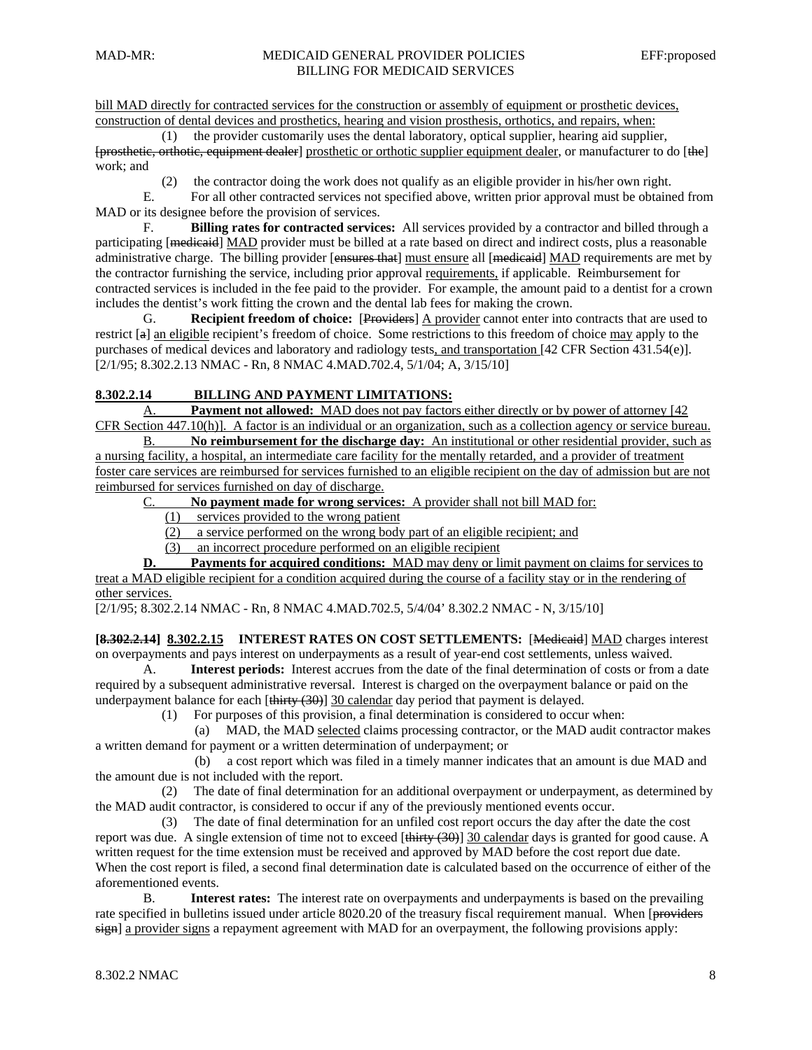bill MAD directly for contracted services for the construction or assembly of equipment or prosthetic devices, construction of dental devices and prosthetics, hearing and vision prosthesis, orthotics, and repairs, when:

(1) the provider customarily uses the dental laboratory, optical supplier, hearing aid supplier, [~~prosthetic, orthotic, equipment dealer~~] prosthetic or orthotic supplier equipment dealer, or manufacturer to do [~~the~~] work; and

(2) the contractor doing the work does not qualify as an eligible provider in his/her own right.

E. For all other contracted services not specified above, written prior approval must be obtained from MAD or its designee before the provision of services.

F. **Billing rates for contracted services:** All services provided by a contractor and billed through a participating [~~medicaid~~] MAD provider must be billed at a rate based on direct and indirect costs, plus a reasonable administrative charge. The billing provider [~~ensures that~~] must ensure all [~~medicaid~~] MAD requirements are met by the contractor furnishing the service, including prior approval requirements, if applicable. Reimbursement for contracted services is included in the fee paid to the provider. For example, the amount paid to a dentist for a crown includes the dentist's work fitting the crown and the dental lab fees for making the crown.

G. **Recipient freedom of choice:** [~~Providers~~] A provider cannot enter into contracts that are used to restrict [~~a~~] an eligible recipient's freedom of choice. Some restrictions to this freedom of choice may apply to the purchases of medical devices and laboratory and radiology tests, and transportation [42 CFR Section 431.54(e)].
[2/1/95; 8.302.2.13 NMAC - Rn, 8 NMAC 4.MAD.702.4, 5/1/04; A, 3/15/10]

**8.302.2.14 BILLING AND PAYMENT LIMITATIONS:**

A. **Payment not allowed:** MAD does not pay factors either directly or by power of attorney [42 CFR Section 447.10(h)]. A factor is an individual or an organization, such as a collection agency or service bureau.

B. **No reimbursement for the discharge day:** An institutional or other residential provider, such as a nursing facility, a hospital, an intermediate care facility for the mentally retarded, and a provider of treatment foster care services are reimbursed for services furnished to an eligible recipient on the day of admission but are not reimbursed for services furnished on day of discharge.

C. **No payment made for wrong services:** A provider shall not bill MAD for:

(1) services provided to the wrong patient

(2) a service performed on the wrong body part of an eligible recipient; and

(3) an incorrect procedure performed on an eligible recipient

**D. Payments for acquired conditions:** MAD may deny or limit payment on claims for services to treat a MAD eligible recipient for a condition acquired during the course of a facility stay or in the rendering of other services.
[2/1/95; 8.302.2.14 NMAC - Rn, 8 NMAC 4.MAD.702.5, 5/4/04' 8.302.2 NMAC - N, 3/15/10]

**[~~8.302.2.14~~] 8.302.2.15 INTEREST RATES ON COST SETTLEMENTS:** [~~Medicaid~~] MAD charges interest on overpayments and pays interest on underpayments as a result of year-end cost settlements, unless waived.

A. **Interest periods:** Interest accrues from the date of the final determination of costs or from a date required by a subsequent administrative reversal. Interest is charged on the overpayment balance or paid on the underpayment balance for each [~~thirty (30)~~] 30 calendar day period that payment is delayed.

(1) For purposes of this provision, a final determination is considered to occur when:

(a) MAD, the MAD selected claims processing contractor, or the MAD audit contractor makes a written demand for payment or a written determination of underpayment; or

(b) a cost report which was filed in a timely manner indicates that an amount is due MAD and the amount due is not included with the report.

(2) The date of final determination for an additional overpayment or underpayment, as determined by the MAD audit contractor, is considered to occur if any of the previously mentioned events occur.

(3) The date of final determination for an unfiled cost report occurs the day after the date the cost report was due. A single extension of time not to exceed [~~thirty (30)~~] 30 calendar days is granted for good cause. A written request for the time extension must be received and approved by MAD before the cost report due date. When the cost report is filed, a second final determination date is calculated based on the occurrence of either of the aforementioned events.

B. **Interest rates:** The interest rate on overpayments and underpayments is based on the prevailing rate specified in bulletins issued under article 8020.20 of the treasury fiscal requirement manual. When [~~providers sign~~] a provider signs a repayment agreement with MAD for an overpayment, the following provisions apply: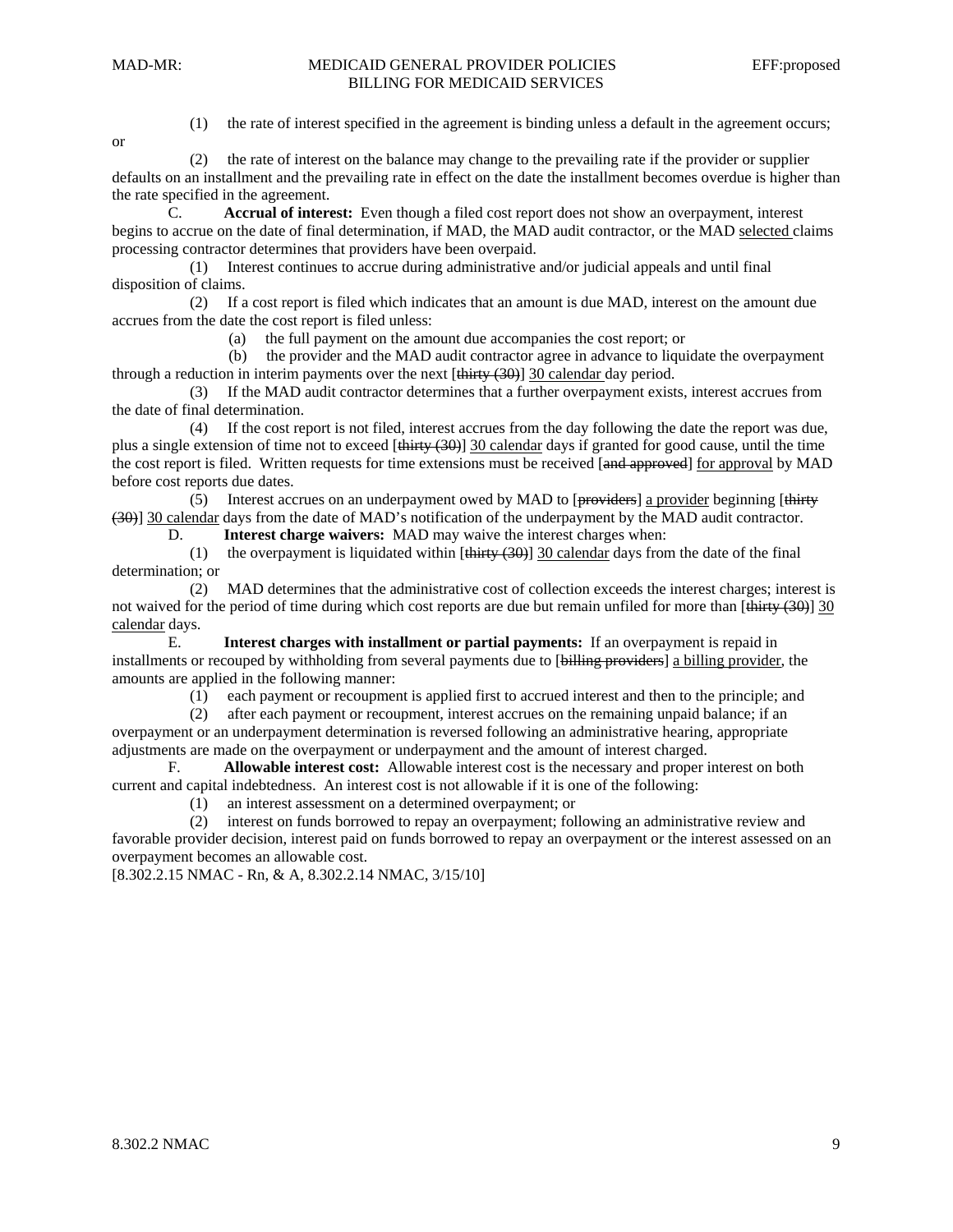(1) the rate of interest specified in the agreement is binding unless a default in the agreement occurs; or

(2) the rate of interest on the balance may change to the prevailing rate if the provider or supplier defaults on an installment and the prevailing rate in effect on the date the installment becomes overdue is higher than the rate specified in the agreement.

C. **Accrual of interest:** Even though a filed cost report does not show an overpayment, interest begins to accrue on the date of final determination, if MAD, the MAD audit contractor, or the MAD <u>selected</u> claims processing contractor determines that providers have been overpaid.

(1) Interest continues to accrue during administrative and/or judicial appeals and until final disposition of claims.

(2) If a cost report is filed which indicates that an amount is due MAD, interest on the amount due accrues from the date the cost report is filed unless:

(a) the full payment on the amount due accompanies the cost report; or

(b) the provider and the MAD audit contractor agree in advance to liquidate the overpayment through a reduction in interim payments over the next [~~thirty (30)~~] <u>30 calendar</u> day period.

(3) If the MAD audit contractor determines that a further overpayment exists, interest accrues from the date of final determination.

(4) If the cost report is not filed, interest accrues from the day following the date the report was due, plus a single extension of time not to exceed [~~thirty (30)~~] <u>30 calendar</u> days if granted for good cause, until the time the cost report is filed. Written requests for time extensions must be received [~~and approved~~] <u>for approval</u> by MAD before cost reports due dates.

(5) Interest accrues on an underpayment owed by MAD to [~~providers~~] <u>a provider</u> beginning [~~thirty (30)~~] <u>30 calendar</u> days from the date of MAD's notification of the underpayment by the MAD audit contractor.

D. **Interest charge waivers:** MAD may waive the interest charges when:

(1) the overpayment is liquidated within [~~thirty (30)~~] <u>30 calendar</u> days from the date of the final determination; or

(2) MAD determines that the administrative cost of collection exceeds the interest charges; interest is not waived for the period of time during which cost reports are due but remain unfiled for more than [~~thirty (30)~~] <u>30 calendar</u> days.

E. **Interest charges with installment or partial payments:** If an overpayment is repaid in installments or recouped by withholding from several payments due to [~~billing providers~~] <u>a billing provider</u>, the amounts are applied in the following manner:

(1) each payment or recoupment is applied first to accrued interest and then to the principle; and

(2) after each payment or recoupment, interest accrues on the remaining unpaid balance; if an overpayment or an underpayment determination is reversed following an administrative hearing, appropriate adjustments are made on the overpayment or underpayment and the amount of interest charged.

F. **Allowable interest cost:** Allowable interest cost is the necessary and proper interest on both current and capital indebtedness. An interest cost is not allowable if it is one of the following:

(1) an interest assessment on a determined overpayment; or

(2) interest on funds borrowed to repay an overpayment; following an administrative review and favorable provider decision, interest paid on funds borrowed to repay an overpayment or the interest assessed on an overpayment becomes an allowable cost.

[8.302.2.15 NMAC - Rn, & A, 8.302.2.14 NMAC, 3/15/10]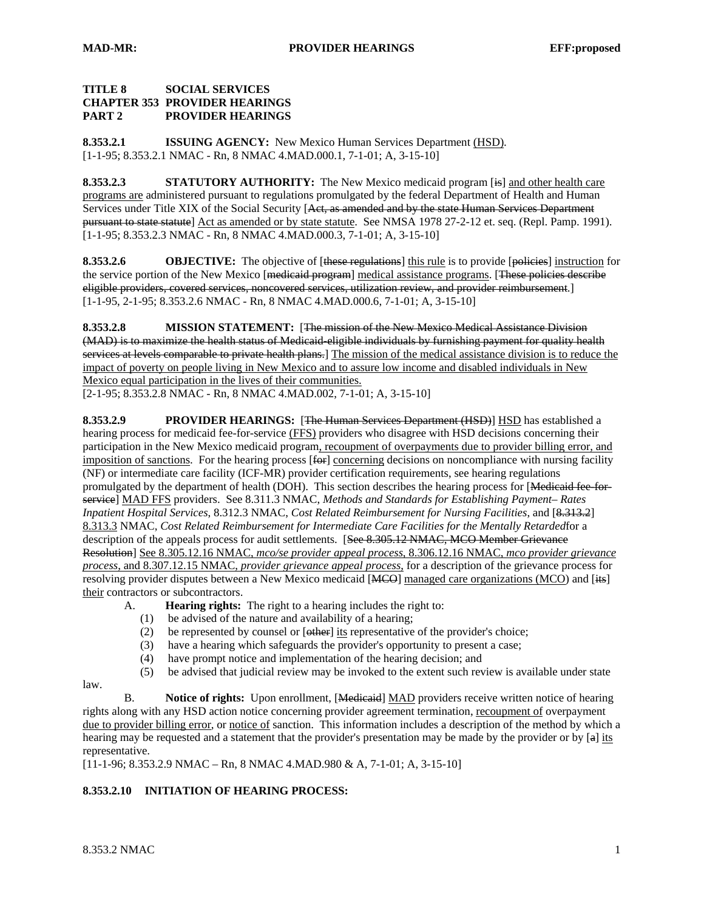**TITLE 8 SOCIAL SERVICES**
**CHAPTER 353 PROVIDER HEARINGS**
**PART 2 PROVIDER HEARINGS**

**8.353.2.1 ISSUING AGENCY:** New Mexico Human Services Department (HSD).
[1-1-95; 8.353.2.1 NMAC - Rn, 8 NMAC 4.MAD.000.1, 7-1-01; A, 3-15-10]

**8.353.2.3 STATUTORY AUTHORITY:** The New Mexico medicaid program [~~is~~] and other health care programs are administered pursuant to regulations promulgated by the federal Department of Health and Human Services under Title XIX of the Social Security [~~Act, as amended and by the state Human Services Department pursuant to state statute~~] Act as amended or by state statute. See NMSA 1978 27-2-12 et. seq. (Repl. Pamp. 1991).
[1-1-95; 8.353.2.3 NMAC - Rn, 8 NMAC 4.MAD.000.3, 7-1-01; A, 3-15-10]

**8.353.2.6 OBJECTIVE:** The objective of [~~these regulations~~] this rule is to provide [~~policies~~] instruction for the service portion of the New Mexico [~~medicaid program~~] medical assistance programs. [~~These policies describe eligible providers, covered services, noncovered services, utilization review, and provider reimbursement.~~]
[1-1-95, 2-1-95; 8.353.2.6 NMAC - Rn, 8 NMAC 4.MAD.000.6, 7-1-01; A, 3-15-10]

**8.353.2.8 MISSION STATEMENT:** [~~The mission of the New Mexico Medical Assistance Division (MAD) is to maximize the health status of Medicaid-eligible individuals by furnishing payment for quality health services at levels comparable to private health plans.~~] The mission of the medical assistance division is to reduce the impact of poverty on people living in New Mexico and to assure low income and disabled individuals in New Mexico equal participation in the lives of their communities.
[2-1-95; 8.353.2.8 NMAC - Rn, 8 NMAC 4.MAD.002, 7-1-01; A, 3-15-10]

**8.353.2.9 PROVIDER HEARINGS:** [~~The Human Services Department (HSD)~~] HSD has established a hearing process for medicaid fee-for-service (FFS) providers who disagree with HSD decisions concerning their participation in the New Mexico medicaid program, recoupment of overpayments due to provider billing error, and imposition of sanctions. For the hearing process [~~for~~] concerning decisions on noncompliance with nursing facility (NF) or intermediate care facility (ICF-MR) provider certification requirements, see hearing regulations promulgated by the department of health (DOH). This section describes the hearing process for [~~Medicaid fee-for-service~~] MAD FFS providers. See 8.311.3 NMAC, *Methods and Standards for Establishing Payment– Rates Inpatient Hospital Services*, 8.312.3 NMAC, *Cost Related Reimbursement for Nursing Facilities*, and [~~8.313.2~~] 8.313.3 NMAC, *Cost Related Reimbursement for Intermediate Care Facilities for the Mentally Retarded*for a description of the appeals process for audit settlements. [~~See 8.305.12 NMAC, MCO Member Grievance Resolution~~] See 8.305.12.16 NMAC, *mco/se provider appeal process*, 8.306.12.16 NMAC, *mco provider grievance process*, and 8.307.12.15 NMAC, *provider grievance appeal process*, for a description of the grievance process for resolving provider disputes between a New Mexico medicaid [~~MCO~~] managed care organizations (MCO) and [~~its~~] their contractors or subcontractors.

A. **Hearing rights:** The right to a hearing includes the right to:
(1) be advised of the nature and availability of a hearing;
(2) be represented by counsel or [~~other~~] its representative of the provider's choice;
(3) have a hearing which safeguards the provider's opportunity to present a case;
(4) have prompt notice and implementation of the hearing decision; and
(5) be advised that judicial review may be invoked to the extent such review is available under state law.

B. **Notice of rights:** Upon enrollment, [~~Medicaid~~] MAD providers receive written notice of hearing rights along with any HSD action notice concerning provider agreement termination, recoupment of overpayment due to provider billing error, or notice of sanction. This information includes a description of the method by which a hearing may be requested and a statement that the provider's presentation may be made by the provider or by [~~a~~] its representative.
[11-1-96; 8.353.2.9 NMAC – Rn, 8 NMAC 4.MAD.980 & A, 7-1-01; A, 3-15-10]

**8.353.2.10 INITIATION OF HEARING PROCESS:**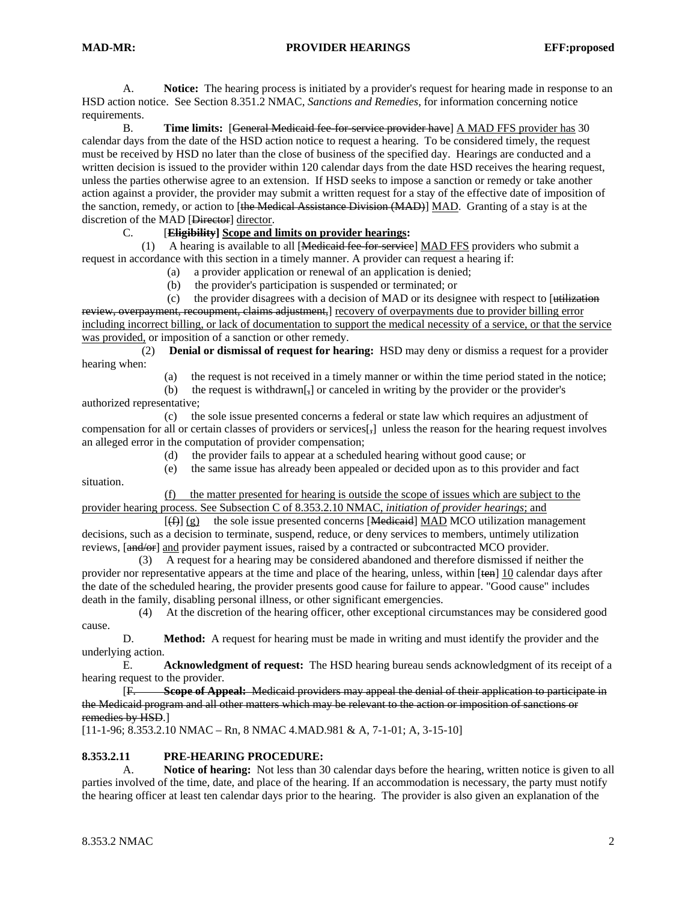A. **Notice:** The hearing process is initiated by a provider's request for hearing made in response to an HSD action notice. See Section 8.351.2 NMAC, *Sanctions and Remedies*, for information concerning notice requirements.

B. **Time limits:** [~~General Medicaid fee-for-service provider have~~] <u>A MAD FFS provider has</u> 30 calendar days from the date of the HSD action notice to request a hearing. To be considered timely, the request must be received by HSD no later than the close of business of the specified day. Hearings are conducted and a written decision is issued to the provider within 120 calendar days from the date HSD receives the hearing request, unless the parties otherwise agree to an extension. If HSD seeks to impose a sanction or remedy or take another action against a provider, the provider may submit a written request for a stay of the effective date of imposition of the sanction, remedy, or action to [~~the Medical Assistance Division (MAD)~~] <u>MAD</u>. Granting of a stay is at the discretion of the MAD [~~Director~~] <u>director</u>.

C. [~~**Eligibility**~~] <u>**Scope and limits on provider hearings**</u>**:**

(1) A hearing is available to all [~~Medicaid fee-for-service~~] <u>MAD FFS</u> providers who submit a request in accordance with this section in a timely manner. A provider can request a hearing if:

(a) a provider application or renewal of an application is denied;

(b) the provider's participation is suspended or terminated; or

(c) the provider disagrees with a decision of MAD or its designee with respect to [~~utilization review, overpayment, recoupment, claims adjustment,~~] <u>recovery of overpayments due to provider billing error including incorrect billing, or lack of documentation to support the medical necessity of a service, or that the service was provided,</u> or imposition of a sanction or other remedy.

(2) **Denial or dismissal of request for hearing:** HSD may deny or dismiss a request for a provider hearing when:

(a) the request is not received in a timely manner or within the time period stated in the notice;

(b) the request is withdrawn[~~,~~] or canceled in writing by the provider or the provider's authorized representative;

(c) the sole issue presented concerns a federal or state law which requires an adjustment of compensation for all or certain classes of providers or services[~~,~~] unless the reason for the hearing request involves an alleged error in the computation of provider compensation;

(d) the provider fails to appear at a scheduled hearing without good cause; or

(e) the same issue has already been appealed or decided upon as to this provider and fact situation.

<u>(f) the matter presented for hearing is outside the scope of issues which are subject to the provider hearing process. See Subsection C of 8.353.2.10 NMAC, *initiation of provider hearings*; and</u>

[~~(f)~~] <u>(g)</u> the sole issue presented concerns [~~Medicaid~~] <u>MAD</u> MCO utilization management decisions, such as a decision to terminate, suspend, reduce, or deny services to members, untimely utilization reviews, [~~and/or~~] <u>and</u> provider payment issues, raised by a contracted or subcontracted MCO provider.

(3) A request for a hearing may be considered abandoned and therefore dismissed if neither the provider nor representative appears at the time and place of the hearing, unless, within [~~ten~~] <u>10</u> calendar days after the date of the scheduled hearing, the provider presents good cause for failure to appear. "Good cause" includes death in the family, disabling personal illness, or other significant emergencies.

(4) At the discretion of the hearing officer, other exceptional circumstances may be considered good cause.

D. **Method:** A request for hearing must be made in writing and must identify the provider and the underlying action.

E. **Acknowledgment of request:** The HSD hearing bureau sends acknowledgment of its receipt of a hearing request to the provider.

[~~F. **Scope of Appeal:** Medicaid providers may appeal the denial of their application to participate in the Medicaid program and all other matters which may be relevant to the action or imposition of sanctions or remedies by HSD.~~]

[11-1-96; 8.353.2.10 NMAC – Rn, 8 NMAC 4.MAD.981 & A, 7-1-01; A, 3-15-10]

## 8.353.2.11 PRE-HEARING PROCEDURE:

A. **Notice of hearing:** Not less than 30 calendar days before the hearing, written notice is given to all parties involved of the time, date, and place of the hearing. If an accommodation is necessary, the party must notify the hearing officer at least ten calendar days prior to the hearing. The provider is also given an explanation of the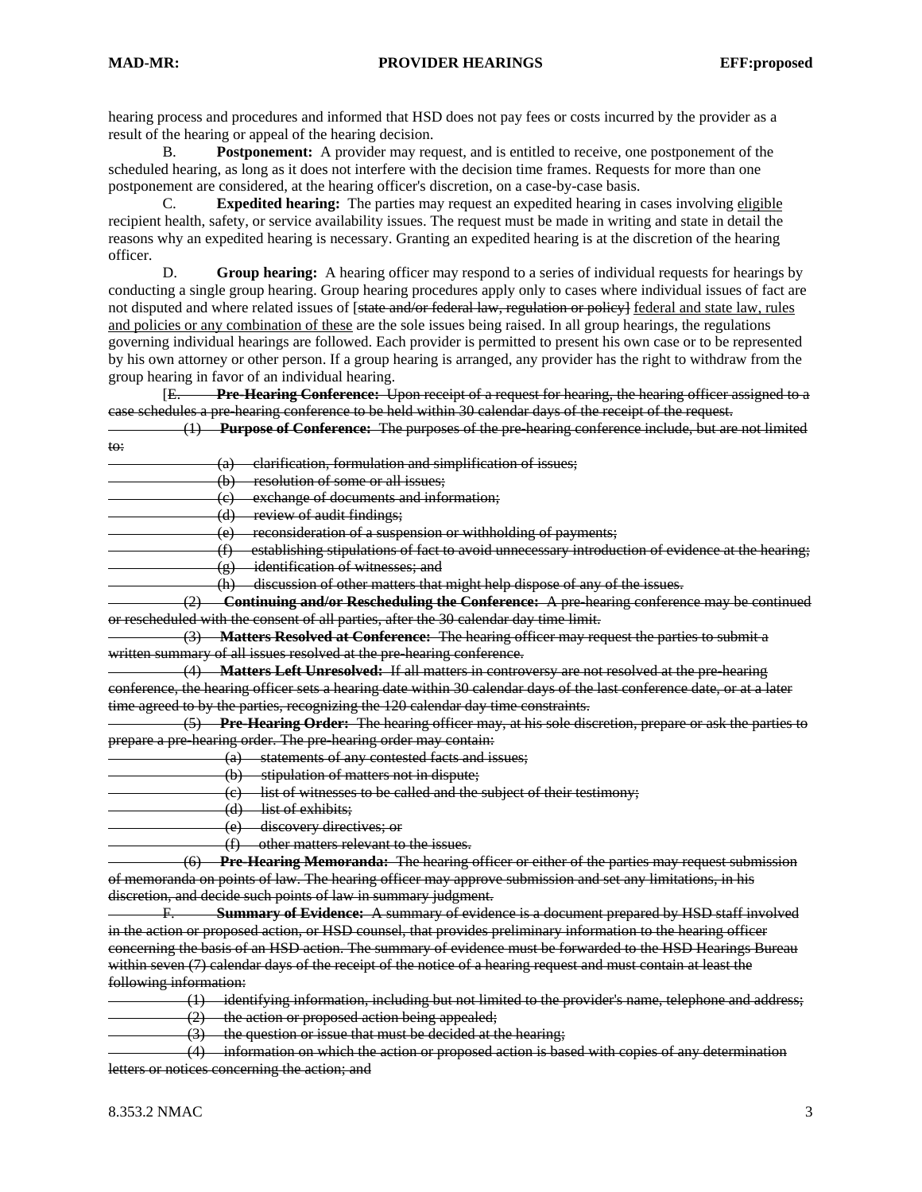hearing process and procedures and informed that HSD does not pay fees or costs incurred by the provider as a result of the hearing or appeal of the hearing decision.

B. **Postponement:** A provider may request, and is entitled to receive, one postponement of the scheduled hearing, as long as it does not interfere with the decision time frames. Requests for more than one postponement are considered, at the hearing officer's discretion, on a case-by-case basis.

C. **Expedited hearing:** The parties may request an expedited hearing in cases involving <u>eligible</u> recipient health, safety, or service availability issues. The request must be made in writing and state in detail the reasons why an expedited hearing is necessary. Granting an expedited hearing is at the discretion of the hearing officer.

D. **Group hearing:** A hearing officer may respond to a series of individual requests for hearings by conducting a single group hearing. Group hearing procedures apply only to cases where individual issues of fact are not disputed and where related issues of [~~state and/or federal law, regulation or policy~~] <u>federal and state law, rules and policies or any combination of these</u> are the sole issues being raised. In all group hearings, the regulations governing individual hearings are followed. Each provider is permitted to present his own case or to be represented by his own attorney or other person. If a group hearing is arranged, any provider has the right to withdraw from the group hearing in favor of an individual hearing.

[~~E. **Pre-Hearing Conference:** Upon receipt of a request for hearing, the hearing officer assigned to a case schedules a pre-hearing conference to be held within 30 calendar days of the receipt of the request.~~

~~(1) **Purpose of Conference:** The purposes of the pre-hearing conference include, but are not limited to:~~

~~(a) clarification, formulation and simplification of issues;~~

~~(b) resolution of some or all issues;~~

~~(c) exchange of documents and information;~~

~~(d) review of audit findings;~~

~~(e) reconsideration of a suspension or withholding of payments;~~

~~(f) establishing stipulations of fact to avoid unnecessary introduction of evidence at the hearing;~~

~~(g) identification of witnesses; and~~

~~(h) discussion of other matters that might help dispose of any of the issues.~~

~~(2) **Continuing and/or Rescheduling the Conference:** A pre-hearing conference may be continued or rescheduled with the consent of all parties, after the 30 calendar day time limit.~~

~~(3) **Matters Resolved at Conference:** The hearing officer may request the parties to submit a written summary of all issues resolved at the pre-hearing conference.~~

~~(4) **Matters Left Unresolved:** If all matters in controversy are not resolved at the pre-hearing conference, the hearing officer sets a hearing date within 30 calendar days of the last conference date, or at a later time agreed to by the parties, recognizing the 120 calendar day time constraints.~~

~~(5) **Pre-Hearing Order:** The hearing officer may, at his sole discretion, prepare or ask the parties to prepare a pre-hearing order. The pre-hearing order may contain:~~

~~(a) statements of any contested facts and issues;~~

~~(b) stipulation of matters not in dispute;~~

~~(c) list of witnesses to be called and the subject of their testimony;~~

~~(d) list of exhibits;~~

~~(e) discovery directives; or~~

~~(f) other matters relevant to the issues.~~

~~(6) **Pre-Hearing Memoranda:** The hearing officer or either of the parties may request submission of memoranda on points of law. The hearing officer may approve submission and set any limitations, in his discretion, and decide such points of law in summary judgment.~~

~~F. **Summary of Evidence:** A summary of evidence is a document prepared by HSD staff involved in the action or proposed action, or HSD counsel, that provides preliminary information to the hearing officer concerning the basis of an HSD action. The summary of evidence must be forwarded to the HSD Hearings Bureau within seven (7) calendar days of the receipt of the notice of a hearing request and must contain at least the following information:~~

~~(1) identifying information, including but not limited to the provider's name, telephone and address;~~

~~(2) the action or proposed action being appealed;~~

~~(3) the question or issue that must be decided at the hearing;~~

~~(4) information on which the action or proposed action is based with copies of any determination letters or notices concerning the action; and~~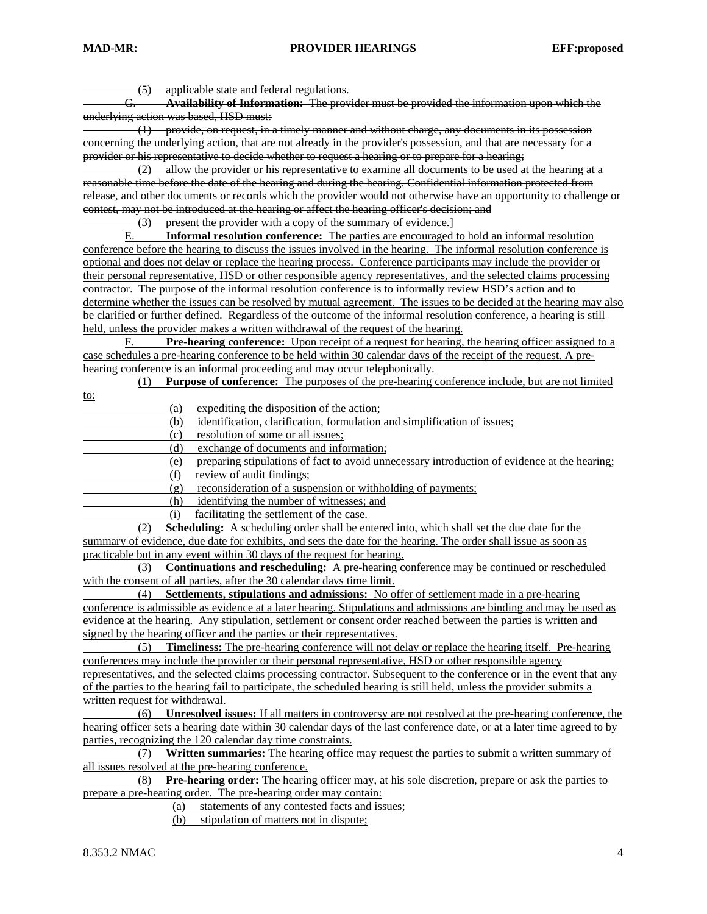~~(5) applicable state and federal regulations.~~

~~G. **Availability of Information:** The provider must be provided the information upon which the underlying action was based, HSD must:~~

~~(1) provide, on request, in a timely manner and without charge, any documents in its possession concerning the underlying action, that are not already in the provider's possession, and that are necessary for a provider or his representative to decide whether to request a hearing or to prepare for a hearing;~~

~~(2) allow the provider or his representative to examine all documents to be used at the hearing at a reasonable time before the date of the hearing and during the hearing. Confidential information protected from release, and other documents or records which the provider would not otherwise have an opportunity to challenge or contest, may not be introduced at the hearing or affect the hearing officer's decision; and~~

~~(3) present the provider with a copy of the summary of evidence.~~]

<u>E. **Informal resolution conference:** The parties are encouraged to hold an informal resolution conference before the hearing to discuss the issues involved in the hearing. The informal resolution conference is optional and does not delay or replace the hearing process. Conference participants may include the provider or their personal representative, HSD or other responsible agency representatives, and the selected claims processing contractor. The purpose of the informal resolution conference is to informally review HSD's action and to determine whether the issues can be resolved by mutual agreement. The issues to be decided at the hearing may also be clarified or further defined. Regardless of the outcome of the informal resolution conference, a hearing is still held, unless the provider makes a written withdrawal of the request of the hearing.</u>

<u>F. **Pre-hearing conference:** Upon receipt of a request for hearing, the hearing officer assigned to a case schedules a pre-hearing conference to be held within 30 calendar days of the receipt of the request. A pre-hearing conference is an informal proceeding and may occur telephonically.</u>

<u>(1) **Purpose of conference:** The purposes of the pre-hearing conference include, but are not limited to:</u>

<u>(a) expediting the disposition of the action;</u>

<u>(b) identification, clarification, formulation and simplification of issues;</u>

<u>(c) resolution of some or all issues;</u>

<u>(d) exchange of documents and information;</u>

<u>(e) preparing stipulations of fact to avoid unnecessary introduction of evidence at the hearing;</u>

<u>(f) review of audit findings;</u>

<u>(g) reconsideration of a suspension or withholding of payments;</u>

<u>(h) identifying the number of witnesses; and</u>

<u>(i) facilitating the settlement of the case.</u>

<u>(2) **Scheduling:** A scheduling order shall be entered into, which shall set the due date for the summary of evidence, due date for exhibits, and sets the date for the hearing. The order shall issue as soon as practicable but in any event within 30 days of the request for hearing.</u>

<u>(3) **Continuations and rescheduling:** A pre-hearing conference may be continued or rescheduled with the consent of all parties, after the 30 calendar days time limit.</u>

<u>(4) **Settlements, stipulations and admissions:** No offer of settlement made in a pre-hearing conference is admissible as evidence at a later hearing. Stipulations and admissions are binding and may be used as evidence at the hearing. Any stipulation, settlement or consent order reached between the parties is written and signed by the hearing officer and the parties or their representatives.</u>

<u>(5) **Timeliness:** The pre-hearing conference will not delay or replace the hearing itself. Pre-hearing conferences may include the provider or their personal representative, HSD or other responsible agency representatives, and the selected claims processing contractor. Subsequent to the conference or in the event that any of the parties to the hearing fail to participate, the scheduled hearing is still held, unless the provider submits a written request for withdrawal.</u>

<u>(6) **Unresolved issues:** If all matters in controversy are not resolved at the pre-hearing conference, the hearing officer sets a hearing date within 30 calendar days of the last conference date, or at a later time agreed to by parties, recognizing the 120 calendar day time constraints.</u>

<u>(7) **Written summaries:** The hearing office may request the parties to submit a written summary of all issues resolved at the pre-hearing conference.</u>

<u>(8) **Pre-hearing order:** The hearing officer may, at his sole discretion, prepare or ask the parties to prepare a pre-hearing order. The pre-hearing order may contain:</u>

<u>(a) statements of any contested facts and issues;</u>

<u>(b) stipulation of matters not in dispute;</u>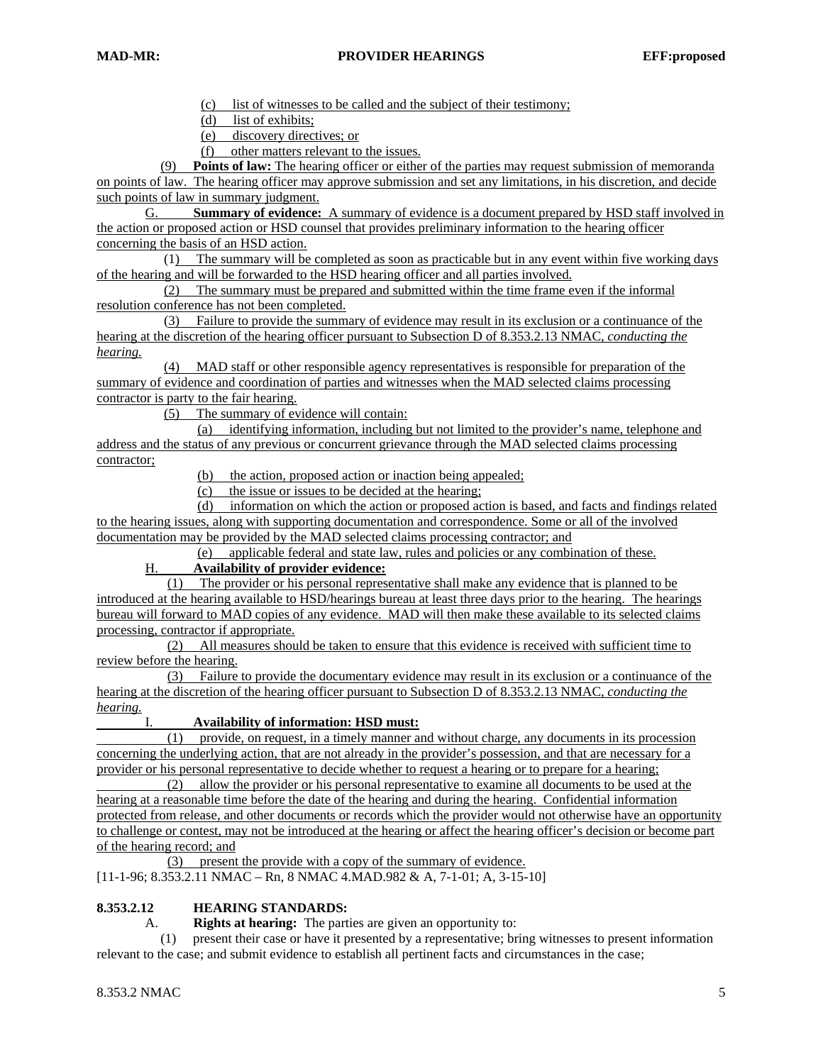(c) list of witnesses to be called and the subject of their testimony;

(d) list of exhibits;

(e) discovery directives; or

(f) other matters relevant to the issues.

(9) **Points of law:** The hearing officer or either of the parties may request submission of memoranda on points of law. The hearing officer may approve submission and set any limitations, in his discretion, and decide such points of law in summary judgment.

G. **Summary of evidence:** A summary of evidence is a document prepared by HSD staff involved in the action or proposed action or HSD counsel that provides preliminary information to the hearing officer concerning the basis of an HSD action.

(1) The summary will be completed as soon as practicable but in any event within five working days of the hearing and will be forwarded to the HSD hearing officer and all parties involved.

(2) The summary must be prepared and submitted within the time frame even if the informal resolution conference has not been completed.

(3) Failure to provide the summary of evidence may result in its exclusion or a continuance of the hearing at the discretion of the hearing officer pursuant to Subsection D of 8.353.2.13 NMAC, *conducting the hearing*.

(4) MAD staff or other responsible agency representatives is responsible for preparation of the summary of evidence and coordination of parties and witnesses when the MAD selected claims processing contractor is party to the fair hearing.

(5) The summary of evidence will contain:

(a) identifying information, including but not limited to the provider's name, telephone and address and the status of any previous or concurrent grievance through the MAD selected claims processing contractor;

(b) the action, proposed action or inaction being appealed;

(c) the issue or issues to be decided at the hearing;

(d) information on which the action or proposed action is based, and facts and findings related to the hearing issues, along with supporting documentation and correspondence. Some or all of the involved documentation may be provided by the MAD selected claims processing contractor; and

(e) applicable federal and state law, rules and policies or any combination of these.

H. **Availability of provider evidence:**

(1) The provider or his personal representative shall make any evidence that is planned to be introduced at the hearing available to HSD/hearings bureau at least three days prior to the hearing. The hearings bureau will forward to MAD copies of any evidence. MAD will then make these available to its selected claims processing, contractor if appropriate.

(2) All measures should be taken to ensure that this evidence is received with sufficient time to review before the hearing.

(3) Failure to provide the documentary evidence may result in its exclusion or a continuance of the hearing at the discretion of the hearing officer pursuant to Subsection D of 8.353.2.13 NMAC, *conducting the hearing.*

I. **Availability of information: HSD must:**

(1) provide, on request, in a timely manner and without charge, any documents in its procession concerning the underlying action, that are not already in the provider's possession, and that are necessary for a provider or his personal representative to decide whether to request a hearing or to prepare for a hearing;

(2) allow the provider or his personal representative to examine all documents to be used at the hearing at a reasonable time before the date of the hearing and during the hearing. Confidential information protected from release, and other documents or records which the provider would not otherwise have an opportunity to challenge or contest, may not be introduced at the hearing or affect the hearing officer's decision or become part of the hearing record; and

(3) present the provide with a copy of the summary of evidence.

[11-1-96; 8.353.2.11 NMAC – Rn, 8 NMAC 4.MAD.982 & A, 7-1-01; A, 3-15-10]

**8.353.2.12 HEARING STANDARDS:**

A. **Rights at hearing:** The parties are given an opportunity to:

(1) present their case or have it presented by a representative; bring witnesses to present information relevant to the case; and submit evidence to establish all pertinent facts and circumstances in the case;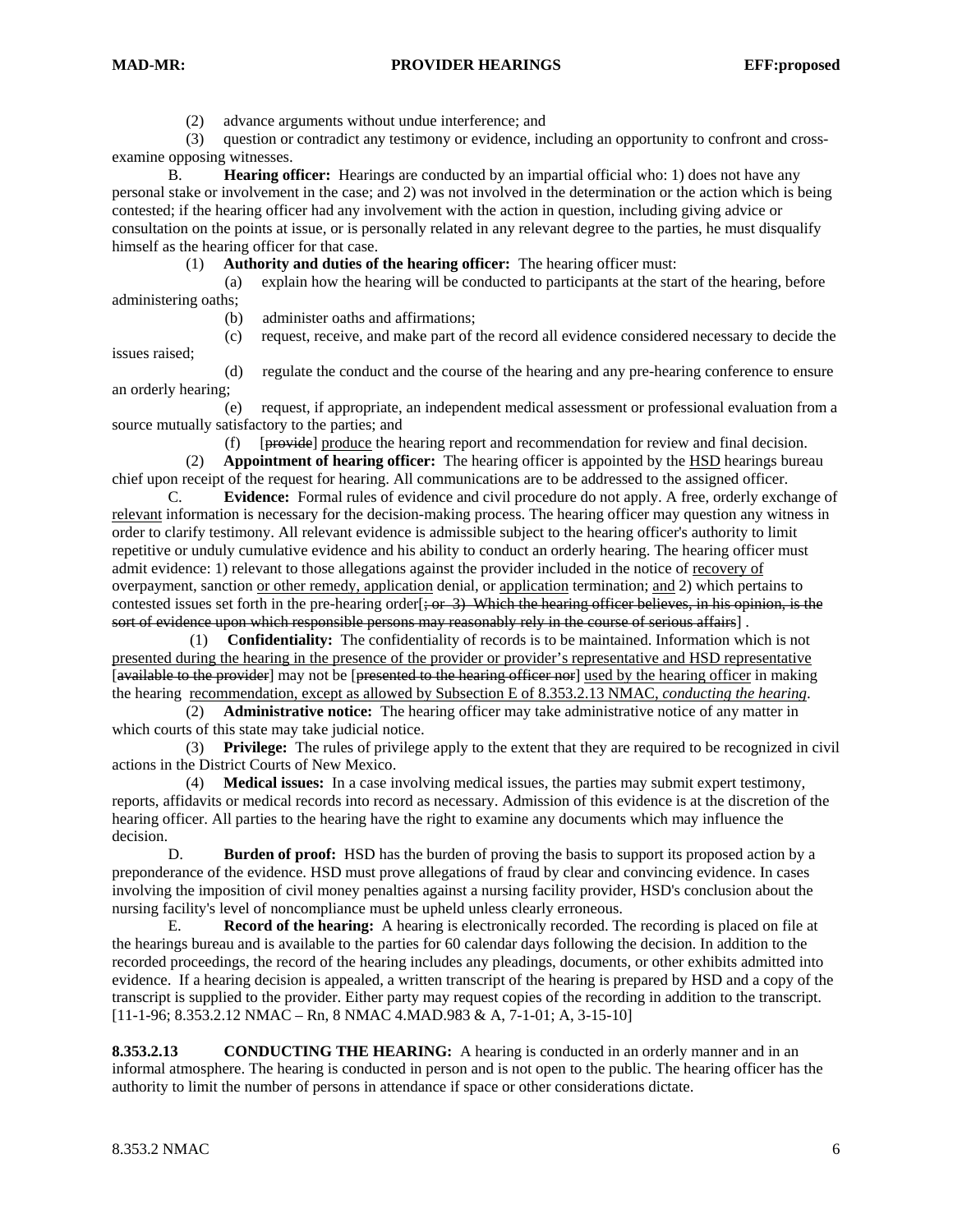(2) advance arguments without undue interference; and

(3) question or contradict any testimony or evidence, including an opportunity to confront and cross-examine opposing witnesses.

B. **Hearing officer:** Hearings are conducted by an impartial official who: 1) does not have any personal stake or involvement in the case; and 2) was not involved in the determination or the action which is being contested; if the hearing officer had any involvement with the action in question, including giving advice or consultation on the points at issue, or is personally related in any relevant degree to the parties, he must disqualify himself as the hearing officer for that case.

(1) **Authority and duties of the hearing officer:** The hearing officer must:

(a) explain how the hearing will be conducted to participants at the start of the hearing, before administering oaths;

(b) administer oaths and affirmations;

(c) request, receive, and make part of the record all evidence considered necessary to decide the issues raised;

(d) regulate the conduct and the course of the hearing and any pre-hearing conference to ensure an orderly hearing;

(e) request, if appropriate, an independent medical assessment or professional evaluation from a source mutually satisfactory to the parties; and

(f) [~~provide~~] <u>produce</u> the hearing report and recommendation for review and final decision.

(2) **Appointment of hearing officer:** The hearing officer is appointed by the <u>HSD</u> hearings bureau chief upon receipt of the request for hearing. All communications are to be addressed to the assigned officer.

C. **Evidence:** Formal rules of evidence and civil procedure do not apply. A free, orderly exchange of <u>relevant</u> information is necessary for the decision-making process. The hearing officer may question any witness in order to clarify testimony. All relevant evidence is admissible subject to the hearing officer's authority to limit repetitive or unduly cumulative evidence and his ability to conduct an orderly hearing. The hearing officer must admit evidence: 1) relevant to those allegations against the provider included in the notice of <u>recovery of</u> overpayment, sanction <u>or other remedy, application</u> denial, or <u>application</u> termination; <u>and</u> 2) which pertains to contested issues set forth in the pre-hearing order[~~; or 3) Which the hearing officer believes, in his opinion, is the sort of evidence upon which responsible persons may reasonably rely in the course of serious affairs~~] .

(1) **Confidentiality:** The confidentiality of records is to be maintained. Information which is not <u>presented during the hearing in the presence of the provider or provider's representative and HSD representative</u> [~~available to the provider~~] may not be [~~presented to the hearing officer nor~~] <u>used by the hearing officer</u> in making the hearing <u>recommendation, except as allowed by Subsection E of 8.353.2.13 NMAC, *conducting the hearing*</u>.

(2) **Administrative notice:** The hearing officer may take administrative notice of any matter in which courts of this state may take judicial notice.

(3) **Privilege:** The rules of privilege apply to the extent that they are required to be recognized in civil actions in the District Courts of New Mexico.

(4) **Medical issues:** In a case involving medical issues, the parties may submit expert testimony, reports, affidavits or medical records into record as necessary. Admission of this evidence is at the discretion of the hearing officer. All parties to the hearing have the right to examine any documents which may influence the decision.

D. **Burden of proof:** HSD has the burden of proving the basis to support its proposed action by a preponderance of the evidence. HSD must prove allegations of fraud by clear and convincing evidence. In cases involving the imposition of civil money penalties against a nursing facility provider, HSD's conclusion about the nursing facility's level of noncompliance must be upheld unless clearly erroneous.

E. **Record of the hearing:** A hearing is electronically recorded. The recording is placed on file at the hearings bureau and is available to the parties for 60 calendar days following the decision. In addition to the recorded proceedings, the record of the hearing includes any pleadings, documents, or other exhibits admitted into evidence. If a hearing decision is appealed, a written transcript of the hearing is prepared by HSD and a copy of the transcript is supplied to the provider. Either party may request copies of the recording in addition to the transcript.
[11-1-96; 8.353.2.12 NMAC – Rn, 8 NMAC 4.MAD.983 & A, 7-1-01; A, 3-15-10]

**8.353.2.13 CONDUCTING THE HEARING:** A hearing is conducted in an orderly manner and in an informal atmosphere. The hearing is conducted in person and is not open to the public. The hearing officer has the authority to limit the number of persons in attendance if space or other considerations dictate.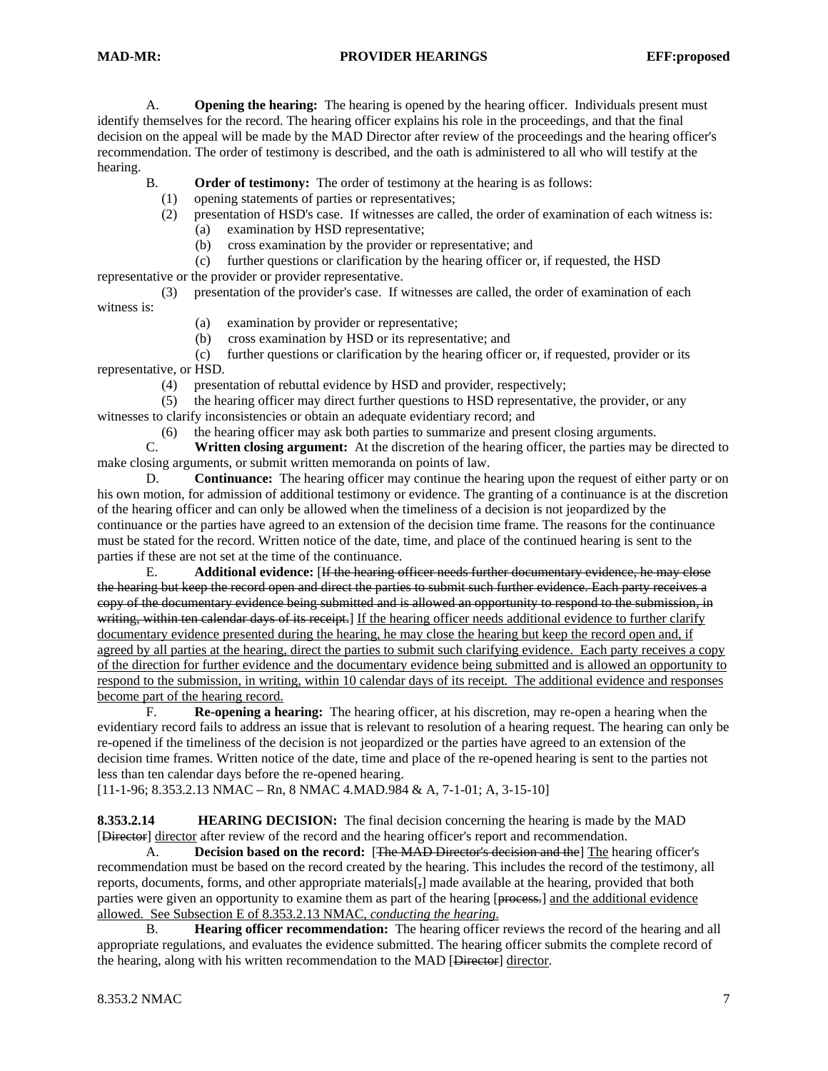A. **Opening the hearing:** The hearing is opened by the hearing officer. Individuals present must identify themselves for the record. The hearing officer explains his role in the proceedings, and that the final decision on the appeal will be made by the MAD Director after review of the proceedings and the hearing officer's recommendation. The order of testimony is described, and the oath is administered to all who will testify at the hearing.

B. **Order of testimony:** The order of testimony at the hearing is as follows:

(1) opening statements of parties or representatives;

(2) presentation of HSD's case. If witnesses are called, the order of examination of each witness is:

(a) examination by HSD representative;

(b) cross examination by the provider or representative; and

(c) further questions or clarification by the hearing officer or, if requested, the HSD representative or the provider or provider representative.

(3) presentation of the provider's case. If witnesses are called, the order of examination of each witness is:

(a) examination by provider or representative;

(b) cross examination by HSD or its representative; and

(c) further questions or clarification by the hearing officer or, if requested, provider or its representative, or HSD.

(4) presentation of rebuttal evidence by HSD and provider, respectively;

(5) the hearing officer may direct further questions to HSD representative, the provider, or any witnesses to clarify inconsistencies or obtain an adequate evidentiary record; and

(6) the hearing officer may ask both parties to summarize and present closing arguments.

C. **Written closing argument:** At the discretion of the hearing officer, the parties may be directed to make closing arguments, or submit written memoranda on points of law.

D. **Continuance:** The hearing officer may continue the hearing upon the request of either party or on his own motion, for admission of additional testimony or evidence. The granting of a continuance is at the discretion of the hearing officer and can only be allowed when the timeliness of a decision is not jeopardized by the continuance or the parties have agreed to an extension of the decision time frame. The reasons for the continuance must be stated for the record. Written notice of the date, time, and place of the continued hearing is sent to the parties if these are not set at the time of the continuance.

E. **Additional evidence:** [~~If the hearing officer needs further documentary evidence, he may close the hearing but keep the record open and direct the parties to submit such further evidence. Each party receives a copy of the documentary evidence being submitted and is allowed an opportunity to respond to the submission, in writing, within ten calendar days of its receipt.~~] <u>If the hearing officer needs additional evidence to further clarify documentary evidence presented during the hearing, he may close the hearing but keep the record open and, if agreed by all parties at the hearing, direct the parties to submit such clarifying evidence. Each party receives a copy of the direction for further evidence and the documentary evidence being submitted and is allowed an opportunity to respond to the submission, in writing, within 10 calendar days of its receipt. The additional evidence and responses become part of the hearing record.</u>

F. **Re-opening a hearing:** The hearing officer, at his discretion, may re-open a hearing when the evidentiary record fails to address an issue that is relevant to resolution of a hearing request. The hearing can only be re-opened if the timeliness of the decision is not jeopardized or the parties have agreed to an extension of the decision time frames. Written notice of the date, time and place of the re-opened hearing is sent to the parties not less than ten calendar days before the re-opened hearing.

[11-1-96; 8.353.2.13 NMAC – Rn, 8 NMAC 4.MAD.984 & A, 7-1-01; A, 3-15-10]

**8.353.2.14 HEARING DECISION:** The final decision concerning the hearing is made by the MAD [~~Director~~] <u>director</u> after review of the record and the hearing officer's report and recommendation.

A. **Decision based on the record:** [~~The MAD Director's decision and the~~] <u>The</u> hearing officer's recommendation must be based on the record created by the hearing. This includes the record of the testimony, all reports, documents, forms, and other appropriate materials[~~,~~] made available at the hearing, provided that both parties were given an opportunity to examine them as part of the hearing [~~process.~~] <u>and the additional evidence allowed. See Subsection E of 8.353.2.13 NMAC, *conducting the hearing*.</u>

B. **Hearing officer recommendation:** The hearing officer reviews the record of the hearing and all appropriate regulations, and evaluates the evidence submitted. The hearing officer submits the complete record of the hearing, along with his written recommendation to the MAD [~~Director~~] <u>director</u>.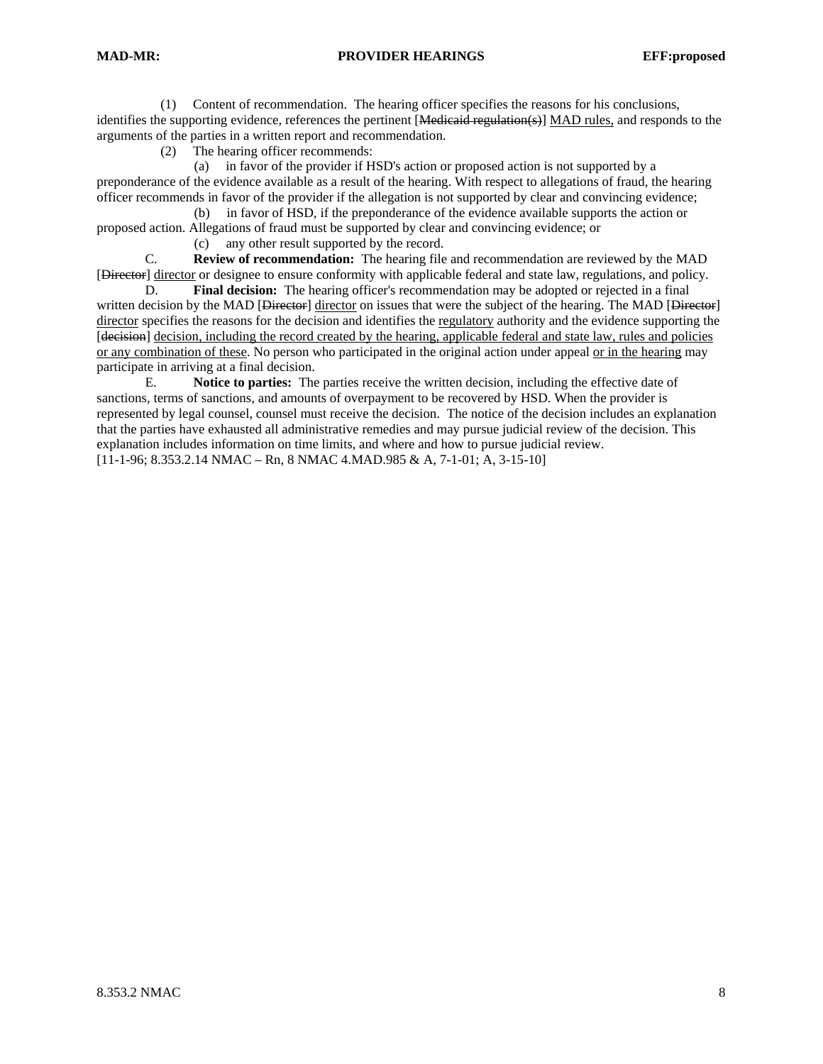(1) Content of recommendation. The hearing officer specifies the reasons for his conclusions, identifies the supporting evidence, references the pertinent [~~Medicaid regulation(s)~~] <u>MAD rules,</u> and responds to the arguments of the parties in a written report and recommendation.

(2) The hearing officer recommends:

(a) in favor of the provider if HSD's action or proposed action is not supported by a preponderance of the evidence available as a result of the hearing. With respect to allegations of fraud, the hearing officer recommends in favor of the provider if the allegation is not supported by clear and convincing evidence;

(b) in favor of HSD, if the preponderance of the evidence available supports the action or proposed action. Allegations of fraud must be supported by clear and convincing evidence; or

(c) any other result supported by the record.

C. **Review of recommendation:** The hearing file and recommendation are reviewed by the MAD [~~Director~~] <u>director</u> or designee to ensure conformity with applicable federal and state law, regulations, and policy.

D. **Final decision:** The hearing officer's recommendation may be adopted or rejected in a final written decision by the MAD [~~Director~~] <u>director</u> on issues that were the subject of the hearing. The MAD [~~Director~~] <u>director</u> specifies the reasons for the decision and identifies the <u>regulatory</u> authority and the evidence supporting the [~~decision~~] <u>decision, including the record created by the hearing, applicable federal and state law, rules and policies or any combination of these</u>. No person who participated in the original action under appeal <u>or in the hearing</u> may participate in arriving at a final decision.

E. **Notice to parties:** The parties receive the written decision, including the effective date of sanctions, terms of sanctions, and amounts of overpayment to be recovered by HSD. When the provider is represented by legal counsel, counsel must receive the decision. The notice of the decision includes an explanation that the parties have exhausted all administrative remedies and may pursue judicial review of the decision. This explanation includes information on time limits, and where and how to pursue judicial review.

[11-1-96; 8.353.2.14 NMAC – Rn, 8 NMAC 4.MAD.985 & A, 7-1-01; A, 3-15-10]